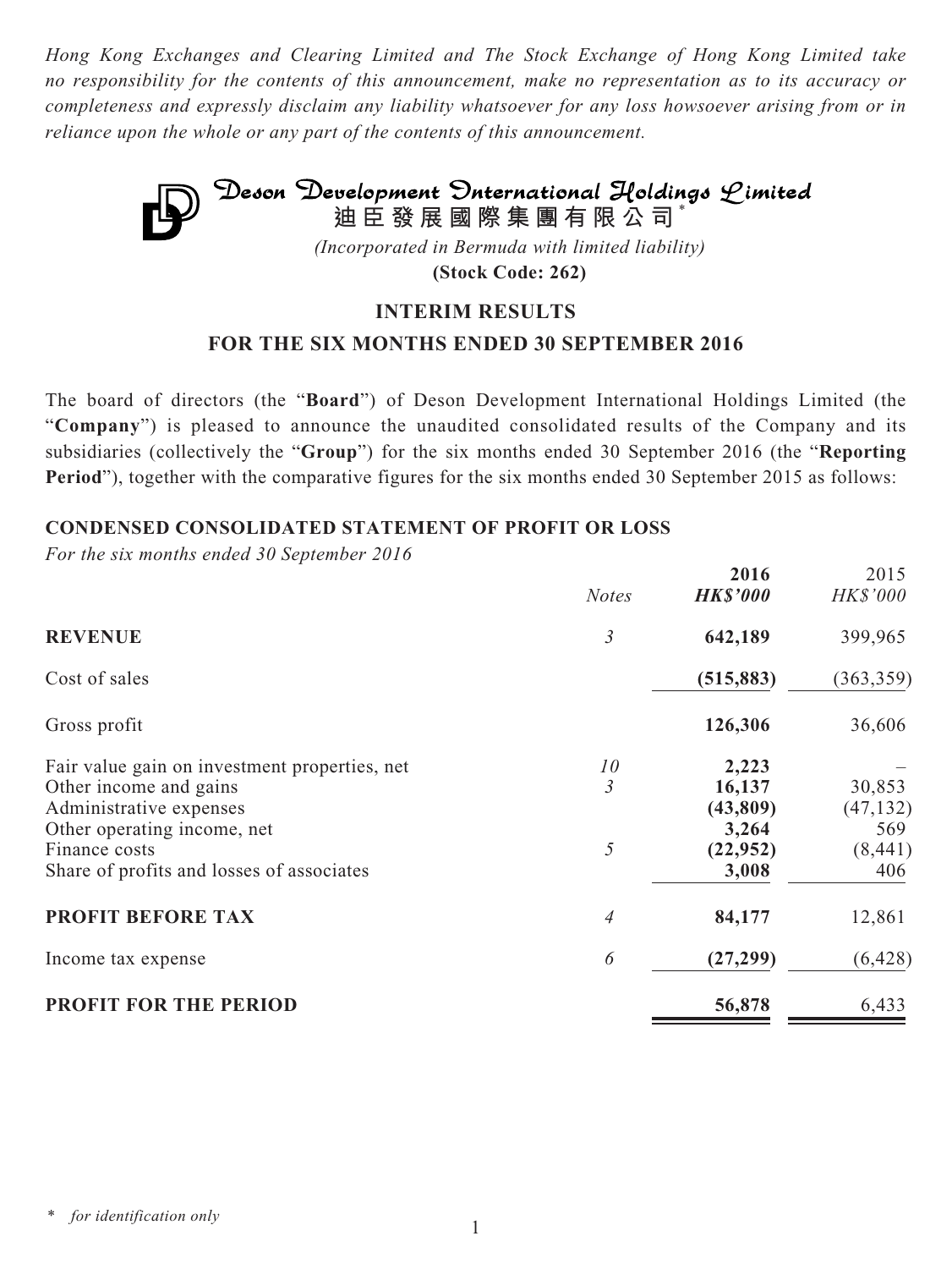*Hong Kong Exchanges and Clearing Limited and The Stock Exchange of Hong Kong Limited take no responsibility for the contents of this announcement, make no representation as to its accuracy or completeness and expressly disclaim any liability whatsoever for any loss howsoever arising from or in reliance upon the whole or any part of the contents of this announcement.*

# Deson Development International Holdings Limited
# 迪臣發展國際集團有限公司*

*(Incorporated in Bermuda with limited liability)*

**(Stock Code: 262)**

## INTERIM RESULTS
## FOR THE SIX MONTHS ENDED 30 SEPTEMBER 2016

The board of directors (the "**Board**") of Deson Development International Holdings Limited (the "**Company**") is pleased to announce the unaudited consolidated results of the Company and its subsidiaries (collectively the "**Group**") for the six months ended 30 September 2016 (the "**Reporting Period**"), together with the comparative figures for the six months ended 30 September 2015 as follows:

### CONDENSED CONSOLIDATED STATEMENT OF PROFIT OR LOSS

*For the six months ended 30 September 2016*

| | *Notes* | **2016** *HK$'000* | 2015 *HK$'000* |
|---|---|---|---|
| **REVENUE** | *3* | **642,189** | 399,965 |
| Cost of sales | | **(515,883)** | (363,359) |
| Gross profit | | **126,306** | 36,606 |
| Fair value gain on investment properties, net | *10* | **2,223** | – |
| Other income and gains | *3* | **16,137** | 30,853 |
| Administrative expenses | | **(43,809)** | (47,132) |
| Other operating income, net | | **3,264** | 569 |
| Finance costs | *5* | **(22,952)** | (8,441) |
| Share of profits and losses of associates | | **3,008** | 406 |
| **PROFIT BEFORE TAX** | *4* | **84,177** | 12,861 |
| Income tax expense | *6* | **(27,299)** | (6,428) |
| **PROFIT FOR THE PERIOD** | | **56,878** | 6,433 |

\* *for identification only*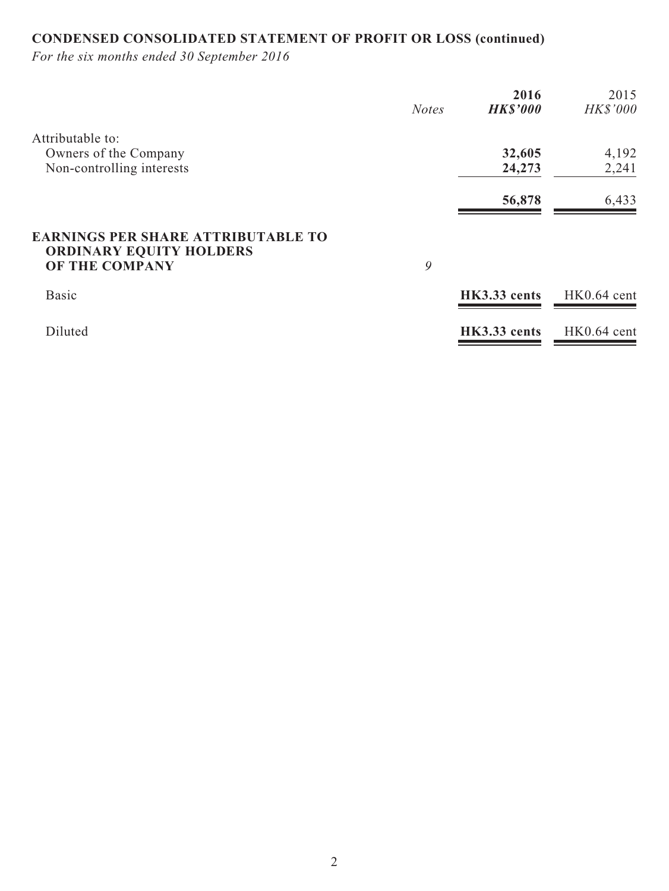**CONDENSED CONSOLIDATED STATEMENT OF PROFIT OR LOSS (continued)**

*For the six months ended 30 September 2016*

| | *Notes* | **2016** | 2015 |
|---|---|---|---|
| | | ***HK$'000*** | *HK$'000* |
| Attributable to: | | | |
| Owners of the Company | | **32,605** | 4,192 |
| Non-controlling interests | | **24,273** | 2,241 |
| | | **56,878** | 6,433 |
| **EARNINGS PER SHARE ATTRIBUTABLE TO ORDINARY EQUITY HOLDERS OF THE COMPANY** | *9* | | |
| Basic | | **HK3.33 cents** | HK0.64 cent |
| Diluted | | **HK3.33 cents** | HK0.64 cent |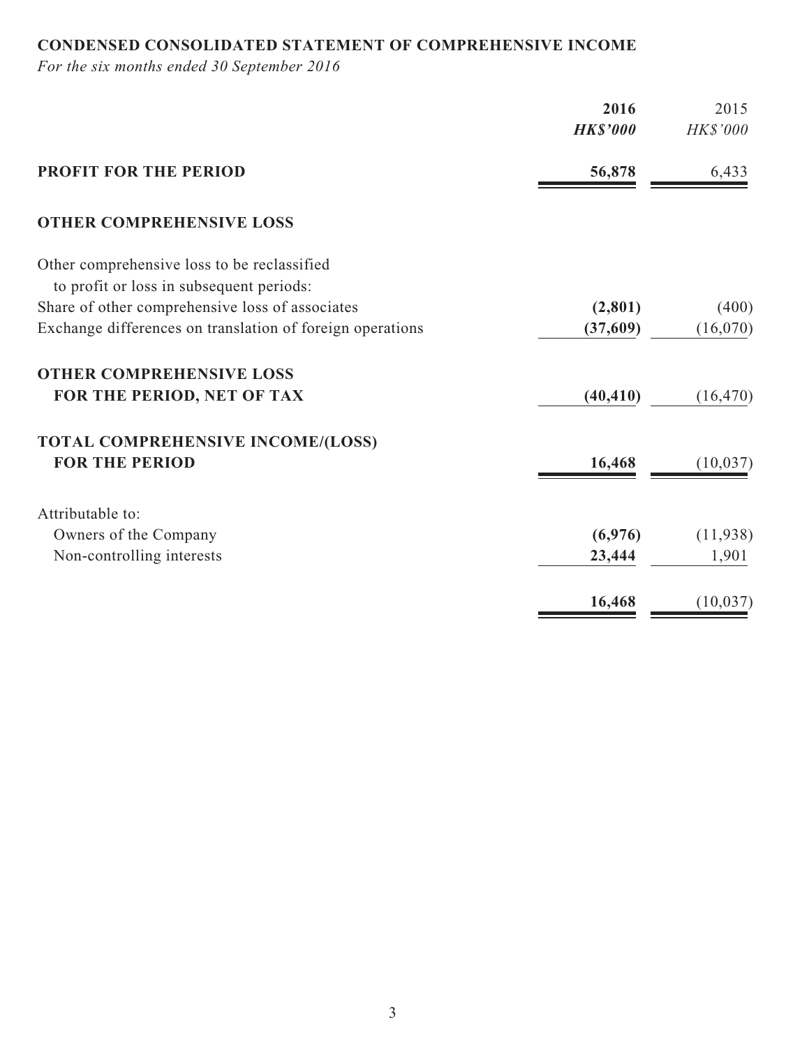**CONDENSED CONSOLIDATED STATEMENT OF COMPREHENSIVE INCOME**

*For the six months ended 30 September 2016*

| | **2016** | 2015 |
|---|---|---|
| | ***HK$'000*** | *HK$'000* |
| **PROFIT FOR THE PERIOD** | **56,878** | 6,433 |
| **OTHER COMPREHENSIVE LOSS** | | |
| Other comprehensive loss to be reclassified to profit or loss in subsequent periods: | | |
| Share of other comprehensive loss of associates | **(2,801)** | (400) |
| Exchange differences on translation of foreign operations | **(37,609)** | (16,070) |
| **OTHER COMPREHENSIVE LOSS FOR THE PERIOD, NET OF TAX** | **(40,410)** | (16,470) |
| **TOTAL COMPREHENSIVE INCOME/(LOSS) FOR THE PERIOD** | **16,468** | (10,037) |
| Attributable to: | | |
| Owners of the Company | **(6,976)** | (11,938) |
| Non-controlling interests | **23,444** | 1,901 |
| | **16,468** | (10,037) |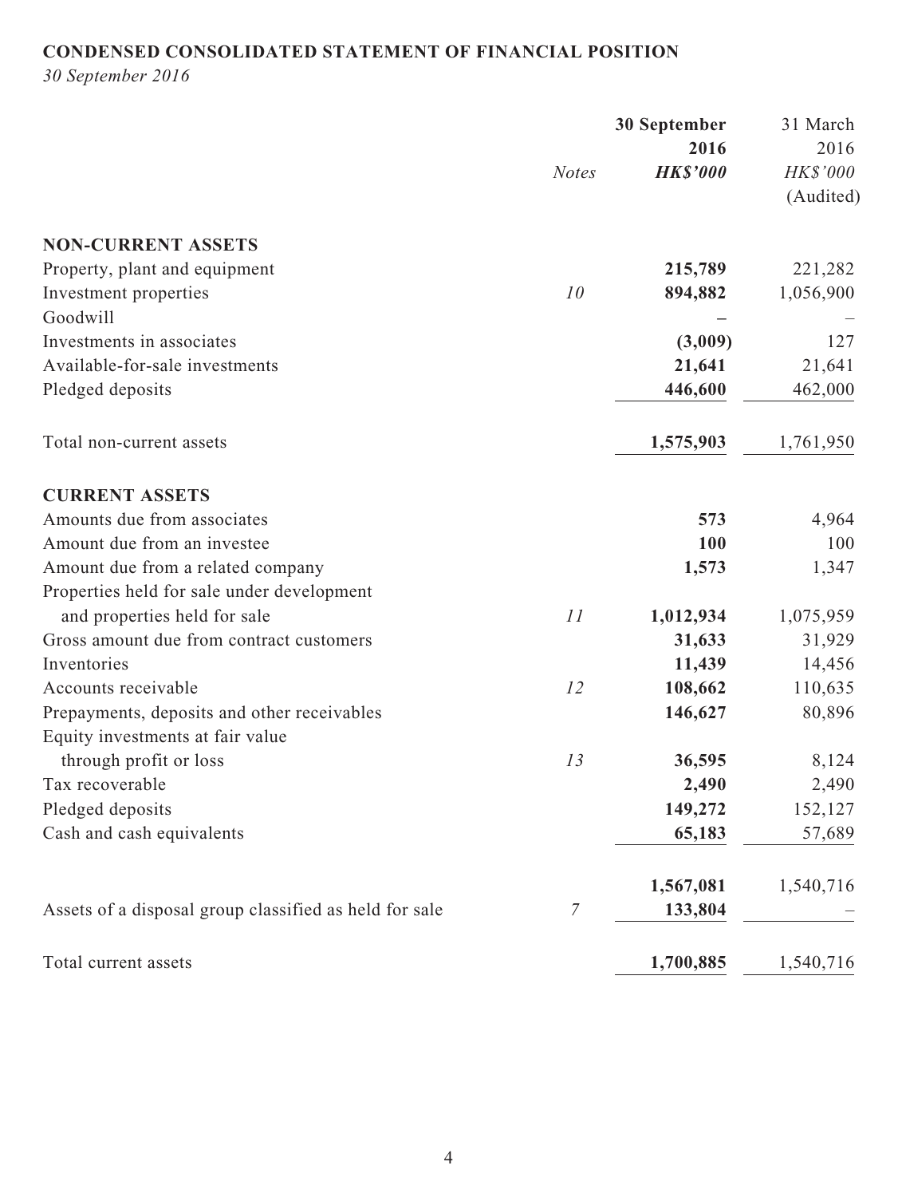**CONDENSED CONSOLIDATED STATEMENT OF FINANCIAL POSITION**

*30 September 2016*

| | *Notes* | **30 September 2016** ***HK$'000*** | 31 March 2016 *HK$'000* (Audited) |
|---|---|---|---|
| **NON-CURRENT ASSETS** | | | |
| Property, plant and equipment | | **215,789** | 221,282 |
| Investment properties | *10* | **894,882** | 1,056,900 |
| Goodwill | | **–** | – |
| Investments in associates | | **(3,009)** | 127 |
| Available-for-sale investments | | **21,641** | 21,641 |
| Pledged deposits | | **446,600** | 462,000 |
| Total non-current assets | | **1,575,903** | 1,761,950 |
| **CURRENT ASSETS** | | | |
| Amounts due from associates | | **573** | 4,964 |
| Amount due from an investee | | **100** | 100 |
| Amount due from a related company | | **1,573** | 1,347 |
| Properties held for sale under development and properties held for sale | *11* | **1,012,934** | 1,075,959 |
| Gross amount due from contract customers | | **31,633** | 31,929 |
| Inventories | | **11,439** | 14,456 |
| Accounts receivable | *12* | **108,662** | 110,635 |
| Prepayments, deposits and other receivables | | **146,627** | 80,896 |
| Equity investments at fair value through profit or loss | *13* | **36,595** | 8,124 |
| Tax recoverable | | **2,490** | 2,490 |
| Pledged deposits | | **149,272** | 152,127 |
| Cash and cash equivalents | | **65,183** | 57,689 |
| | | **1,567,081** | 1,540,716 |
| Assets of a disposal group classified as held for sale | *7* | **133,804** | – |
| Total current assets | | **1,700,885** | 1,540,716 |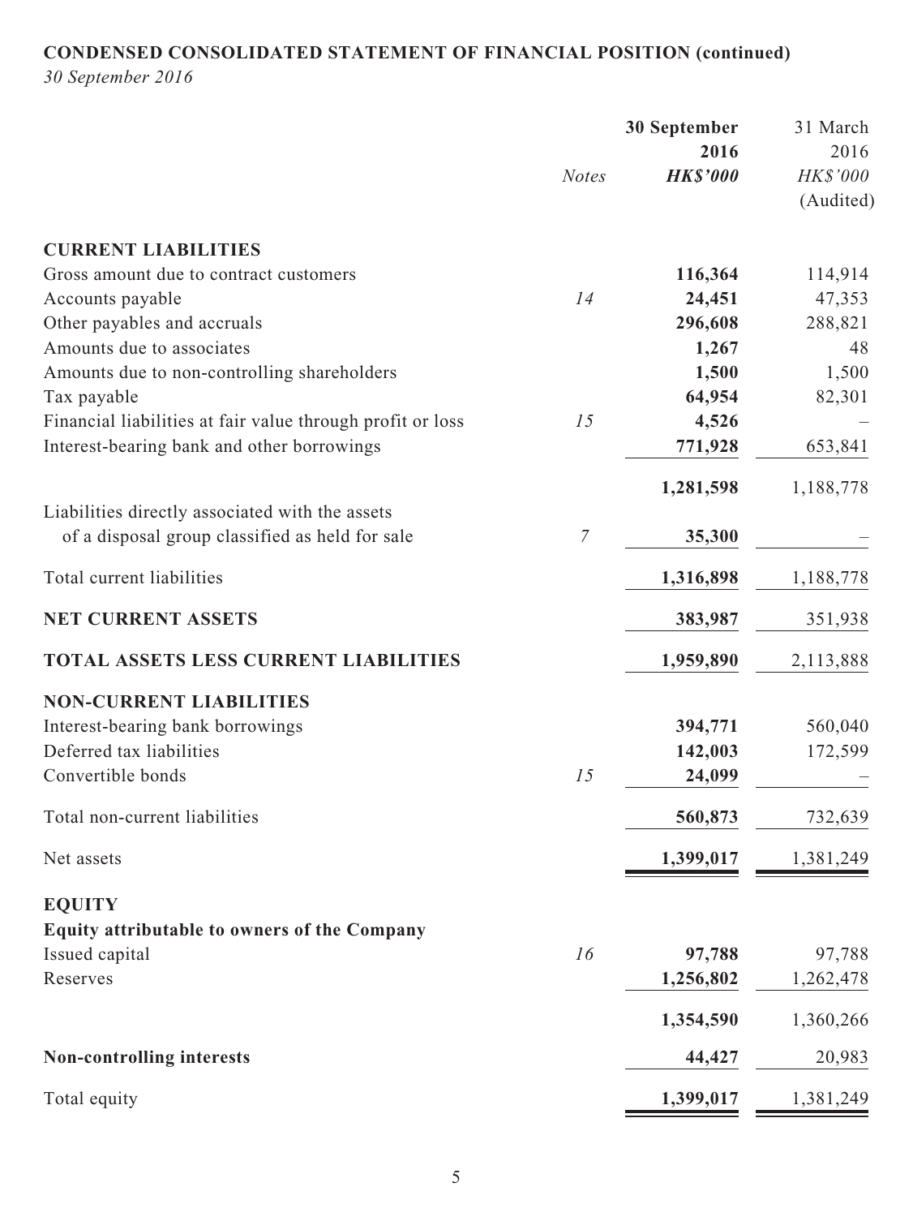## CONDENSED CONSOLIDATED STATEMENT OF FINANCIAL POSITION (continued)

*30 September 2016*

| | Notes | 30 September 2016 HK$'000 | 31 March 2016 HK$'000 (Audited) |
|---|---|---|---|
| **CURRENT LIABILITIES** | | | |
| Gross amount due to contract customers | | **116,364** | 114,914 |
| Accounts payable | 14 | **24,451** | 47,353 |
| Other payables and accruals | | **296,608** | 288,821 |
| Amounts due to associates | | **1,267** | 48 |
| Amounts due to non-controlling shareholders | | **1,500** | 1,500 |
| Tax payable | | **64,954** | 82,301 |
| Financial liabilities at fair value through profit or loss | 15 | **4,526** | – |
| Interest-bearing bank and other borrowings | | **771,928** | 653,841 |
| | | **1,281,598** | 1,188,778 |
| Liabilities directly associated with the assets of a disposal group classified as held for sale | 7 | **35,300** | – |
| Total current liabilities | | **1,316,898** | 1,188,778 |
| **NET CURRENT ASSETS** | | **383,987** | 351,938 |
| **TOTAL ASSETS LESS CURRENT LIABILITIES** | | **1,959,890** | 2,113,888 |
| **NON-CURRENT LIABILITIES** | | | |
| Interest-bearing bank borrowings | | **394,771** | 560,040 |
| Deferred tax liabilities | | **142,003** | 172,599 |
| Convertible bonds | 15 | **24,099** | – |
| Total non-current liabilities | | **560,873** | 732,639 |
| Net assets | | **1,399,017** | 1,381,249 |
| **EQUITY** | | | |
| **Equity attributable to owners of the Company** | | | |
| Issued capital | 16 | **97,788** | 97,788 |
| Reserves | | **1,256,802** | 1,262,478 |
| | | **1,354,590** | 1,360,266 |
| **Non-controlling interests** | | **44,427** | 20,983 |
| Total equity | | **1,399,017** | 1,381,249 |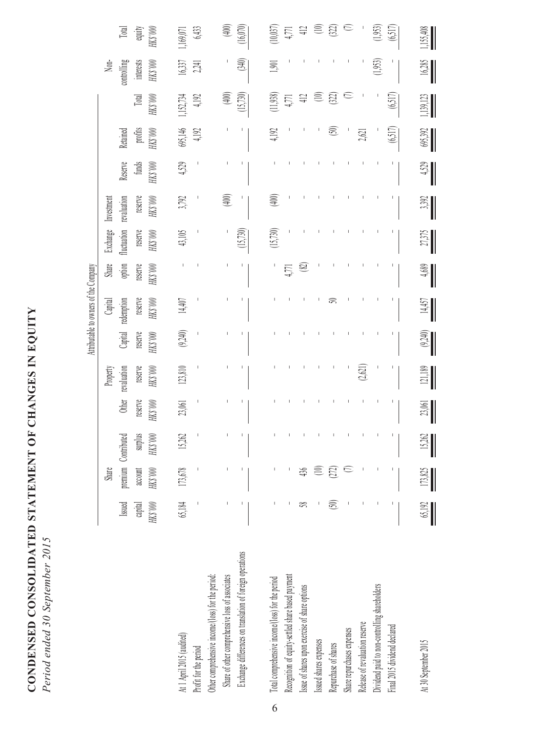# CONDENSED CONSOLIDATED STATEMENT OF CHANGES IN EQUITY

*Period ended 30 September 2015*

| | Attributable to owners of the Company | | | | | | | | | | | | | | Non-controlling interests | Total equity |
|---|---|---|---|---|---|---|---|---|---|---|---|---|---|---|---|---|
| | Issued capital | Share premium account | Contributed surplus | Other reserve | Property revaluation reserve | Capital reserve | Capital redemption reserve | Share option reserve | Exchange fluctuation reserve | Investment revaluation reserve | Reserve funds | Retained profits | Total | | | |
| | HK$'000 | HK$'000 | HK$'000 | HK$'000 | HK$'000 | HK$'000 | HK$'000 | HK$'000 | HK$'000 | HK$'000 | HK$'000 | HK$'000 | HK$'000 | | HK$'000 | HK$'000 |
| At 1 April 2015 (audited) | 65,184 | 173,678 | 15,262 | 23,061 | 123,810 | (9,240) | 14,407 | - | 43,105 | 3,792 | 4,529 | 695,146 | 1,152,734 | | 16,337 | 1,169,071 |
| Profit for the period | - | - | - | - | - | - | - | - | - | - | - | 4,192 | 4,192 | | 2,241 | 6,433 |
| Other comprehensive income/(loss) for the period: | | | | | | | | | | | | | | | | |
| Share of other comprehensive loss of associates | - | - | - | - | - | - | - | - | - | (400) | - | - | (400) | | - | (400) |
| Exchange differences on translation of foreign operations | - | - | - | - | - | - | - | - | (15,730) | - | - | - | (15,730) | | (340) | (16,070) |
| Total comprehensive income/(loss) for the period | - | - | - | - | - | - | - | - | (15,730) | (400) | - | 4,192 | (11,938) | | 1,901 | (10,037) |
| Recognition of equity-settled share based payment | - | - | - | - | - | - | - | 4,771 | - | - | - | - | 4,771 | | - | 4,771 |
| Issue of shares upon exercise of share options | 58 | 436 | - | - | - | - | - | (82) | - | - | - | - | 412 | | - | 412 |
| Issued shares expenses | - | (10) | - | - | - | - | - | - | - | - | - | - | (10) | | - | (10) |
| Repurchase of shares | (50) | (272) | - | - | - | - | 50 | - | - | - | - | (50) | (322) | | - | (322) |
| Share repurchases expenses | - | (7) | - | - | - | - | - | - | - | - | - | - | (7) | | - | (7) |
| Release of revaluation reserve | - | - | - | - | (2,621) | - | - | - | - | - | - | 2,621 | - | | - | - |
| Dividend paid to non-controlling shareholders | - | - | - | - | - | - | - | - | - | - | - | - | - | | (1,953) | (1,953) |
| Final 2015 dividend declared | - | - | - | - | - | - | - | - | - | - | - | (6,517) | (6,517) | | - | (6,517) |
| At 30 September 2015 | 65,192 | 173,825 | 15,262 | 23,061 | 121,189 | (9,240) | 14,457 | 4,689 | 27,375 | 3,392 | 4,529 | 695,392 | 1,139,123 | | 16,285 | 1,155,408 |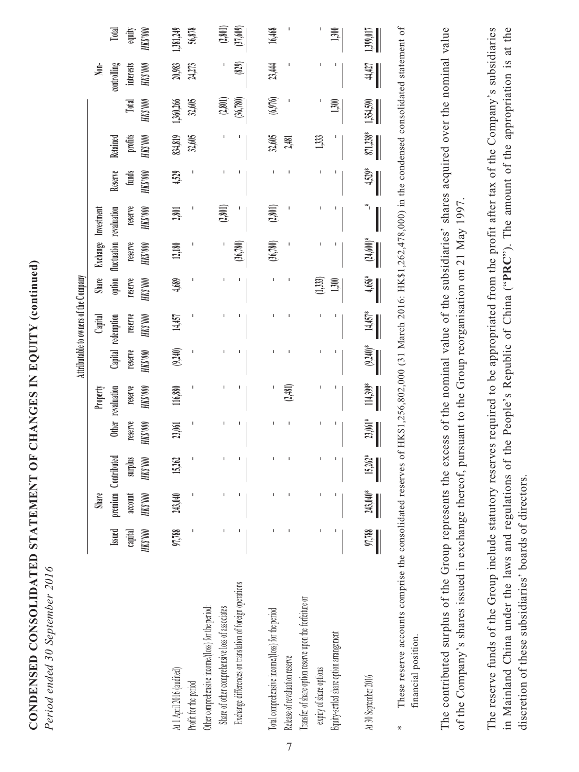# CONDENSED CONSOLIDATED STATEMENT OF CHANGES IN EQUITY (continued)

*Period ended 30 September 2016*

| | Attributable to owners of the Company | | | | | | | | | | | | | | Non-controlling interests | Total equity |
|---|---|---|---|---|---|---|---|---|---|---|---|---|---|---|---|---|
| | Issued capital | Share premium account | Contributed surplus | Other reserve | Property revaluation reserve | Capital reserve | Capital redemption reserve | Share option reserve | Exchange fluctuation reserve | Investment revaluation reserve | Reserve funds | Retained profits | Total | | | |
| | HK$'000 | HK$'000 | HK$'000 | HK$'000 | HK$'000 | HK$'000 | HK$'000 | HK$'000 | HK$'000 | HK$'000 | HK$'000 | HK$'000 | HK$'000 | | HK$'000 | HK$'000 |
| At 1 April 2016 (audited) | 97,788 | 243,040 | 15,262 | 23,061 | 116,880 | (9,240) | 14,457 | 4,689 | 12,180 | 2,801 | 4,529 | 834,819 | 1,360,266 | | 20,983 | 1,381,249 |
| Profit for the period | - | - | - | - | - | - | - | - | - | - | - | 32,605 | 32,605 | | 24,273 | 56,878 |
| Other comprehensive income/(loss) for the period: | | | | | | | | | | | | | | | | |
| Share of other comprehensive loss of associates | - | - | - | - | - | - | - | - | - | (2,801) | - | - | (2,801) | | - | (2,801) |
| Exchange differences on translation of foreign operations | - | - | - | - | - | - | - | - | (36,780) | - | - | - | (36,780) | | (829) | (37,609) |
| Total comprehensive income/(loss) for the period | - | - | - | - | - | - | - | - | (36,780) | (2,801) | - | 32,605 | (6,976) | | 23,444 | 16,468 |
| Release of revaluation reserve | - | - | - | - | (2,481) | - | - | - | - | - | - | 2,481 | - | | - | - |
| Transfer of share option reserve upon the forfeiture or expiry of share options | - | - | - | - | - | - | - | (1,333) | - | - | - | 1,333 | - | | - | - |
| Equity-settled share option arrangement | - | - | - | - | - | - | - | 1,300 | - | - | - | - | 1,300 | | - | 1,300 |
| At 30 September 2016 | 97,788 | 243,040* | 15,262* | 23,061* | 114,399* | (9,240)* | 14,457* | 4,656* | (24,600)* | -* | 4,529* | 871,238* | 1,354,590 | | 44,427 | 1,399,017 |

\* These reserve accounts comprise the consolidated reserves of HK$1,256,802,000 (31 March 2016: HK$1,262,478,000) in the condensed consolidated statement of financial position.

The contributed surplus of the Group represents the excess of the nominal value of the subsidiaries' shares acquired over the nominal value of the Company's shares issued in exchange thereof, pursuant to the Group reorganisation on 21 May 1997.

The reserve funds of the Group include statutory reserves required to be appropriated from the profit after tax of the Company's subsidiaries in Mainland China under the laws and regulations of the People's Republic of China ("**PRC**"). The amount of the appropriation is at the discretion of these subsidiaries' boards of directors.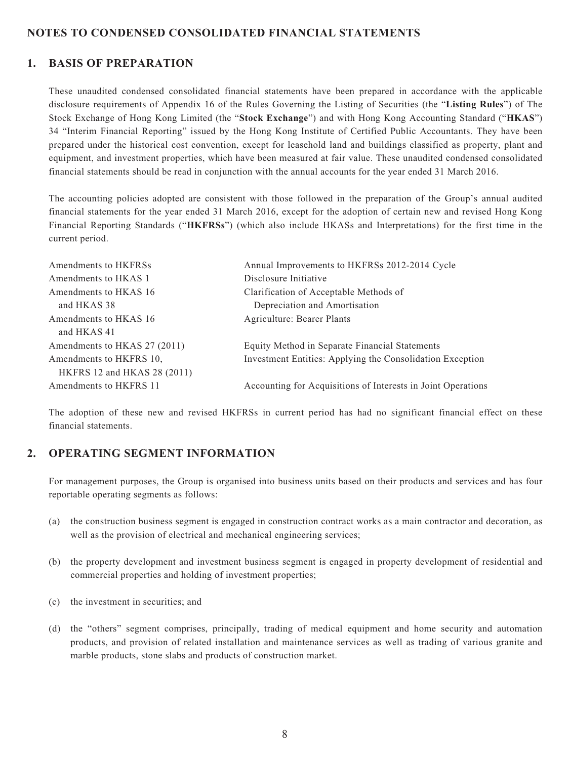## NOTES TO CONDENSED CONSOLIDATED FINANCIAL STATEMENTS

### 1. BASIS OF PREPARATION

These unaudited condensed consolidated financial statements have been prepared in accordance with the applicable disclosure requirements of Appendix 16 of the Rules Governing the Listing of Securities (the "**Listing Rules**") of The Stock Exchange of Hong Kong Limited (the "**Stock Exchange**") and with Hong Kong Accounting Standard ("**HKAS**") 34 "Interim Financial Reporting" issued by the Hong Kong Institute of Certified Public Accountants. They have been prepared under the historical cost convention, except for leasehold land and buildings classified as property, plant and equipment, and investment properties, which have been measured at fair value. These unaudited condensed consolidated financial statements should be read in conjunction with the annual accounts for the year ended 31 March 2016.

The accounting policies adopted are consistent with those followed in the preparation of the Group's annual audited financial statements for the year ended 31 March 2016, except for the adoption of certain new and revised Hong Kong Financial Reporting Standards ("**HKFRSs**") (which also include HKASs and Interpretations) for the first time in the current period.

| | |
|---|---|
| Amendments to HKFRSs | Annual Improvements to HKFRSs 2012-2014 Cycle |
| Amendments to HKAS 1 | Disclosure Initiative |
| Amendments to HKAS 16 and HKAS 38 | Clarification of Acceptable Methods of Depreciation and Amortisation |
| Amendments to HKAS 16 and HKAS 41 | Agriculture: Bearer Plants |
| Amendments to HKAS 27 (2011) | Equity Method in Separate Financial Statements |
| Amendments to HKFRS 10, HKFRS 12 and HKAS 28 (2011) | Investment Entities: Applying the Consolidation Exception |
| Amendments to HKFRS 11 | Accounting for Acquisitions of Interests in Joint Operations |

The adoption of these new and revised HKFRSs in current period has had no significant financial effect on these financial statements.

### 2. OPERATING SEGMENT INFORMATION

For management purposes, the Group is organised into business units based on their products and services and has four reportable operating segments as follows:

(a) the construction business segment is engaged in construction contract works as a main contractor and decoration, as well as the provision of electrical and mechanical engineering services;

(b) the property development and investment business segment is engaged in property development of residential and commercial properties and holding of investment properties;

(c) the investment in securities; and

(d) the "others" segment comprises, principally, trading of medical equipment and home security and automation products, and provision of related installation and maintenance services as well as trading of various granite and marble products, stone slabs and products of construction market.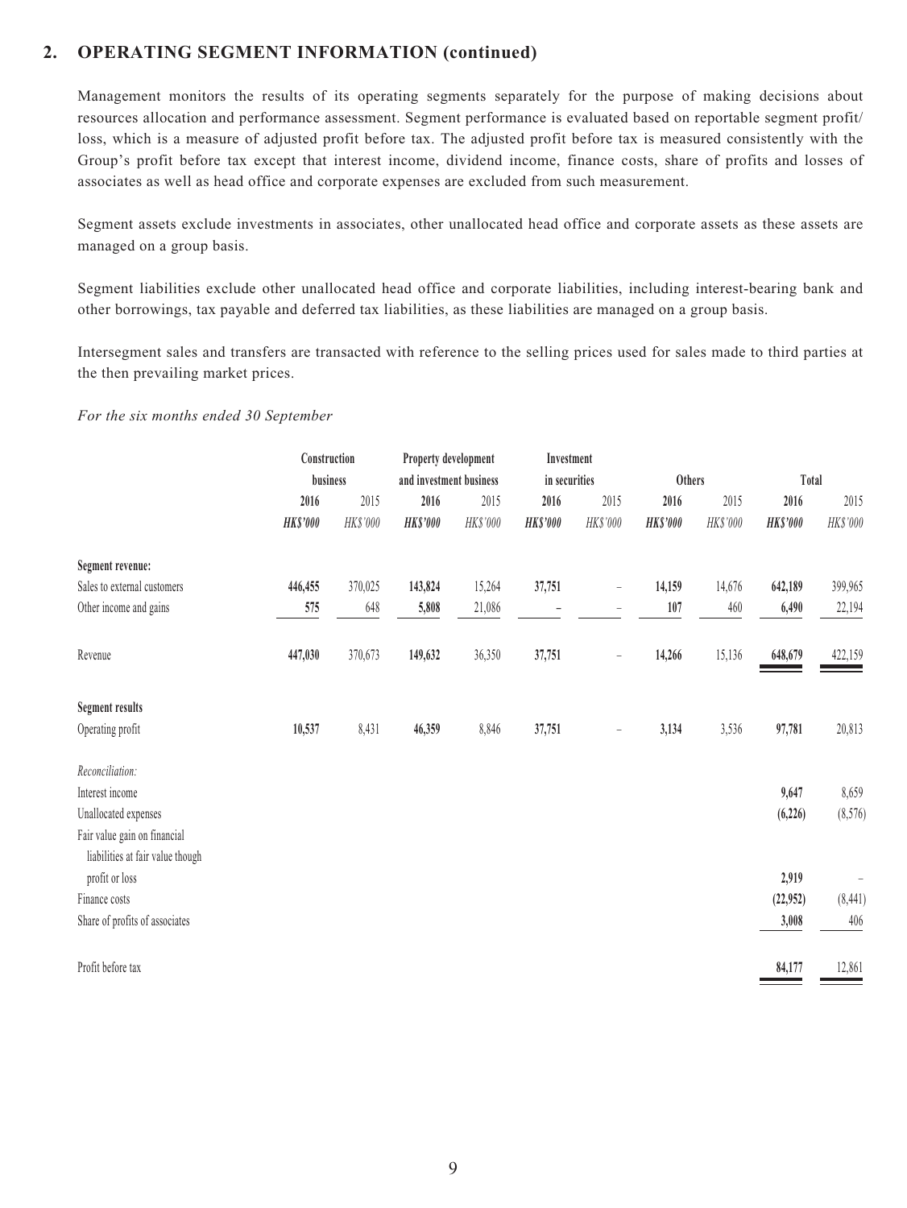## 2. OPERATING SEGMENT INFORMATION (continued)

Management monitors the results of its operating segments separately for the purpose of making decisions about resources allocation and performance assessment. Segment performance is evaluated based on reportable segment profit/loss, which is a measure of adjusted profit before tax. The adjusted profit before tax is measured consistently with the Group's profit before tax except that interest income, dividend income, finance costs, share of profits and losses of associates as well as head office and corporate expenses are excluded from such measurement.

Segment assets exclude investments in associates, other unallocated head office and corporate assets as these assets are managed on a group basis.

Segment liabilities exclude other unallocated head office and corporate liabilities, including interest-bearing bank and other borrowings, tax payable and deferred tax liabilities, as these liabilities are managed on a group basis.

Intersegment sales and transfers are transacted with reference to the selling prices used for sales made to third parties at the then prevailing market prices.

*For the six months ended 30 September*

| | Construction business | | Property development and investment business | | Investment in securities | | Others | | Total | |
|---|---|---|---|---|---|---|---|---|---|---|
| | **2016** | 2015 | **2016** | 2015 | **2016** | 2015 | **2016** | 2015 | **2016** | 2015 |
| | ***HK$'000*** | *HK$'000* | ***HK$'000*** | *HK$'000* | ***HK$'000*** | *HK$'000* | ***HK$'000*** | *HK$'000* | ***HK$'000*** | *HK$'000* |
| **Segment revenue:** | | | | | | | | | | |
| Sales to external customers | **446,455** | 370,025 | **143,824** | 15,264 | **37,751** | – | **14,159** | 14,676 | **642,189** | 399,965 |
| Other income and gains | **575** | 648 | **5,808** | 21,086 | **–** | – | **107** | 460 | **6,490** | 22,194 |
| Revenue | **447,030** | 370,673 | **149,632** | 36,350 | **37,751** | – | **14,266** | 15,136 | **648,679** | 422,159 |
| **Segment results** | | | | | | | | | | |
| Operating profit | **10,537** | 8,431 | **46,359** | 8,846 | **37,751** | – | **3,134** | 3,536 | **97,781** | 20,813 |
| *Reconciliation:* | | | | | | | | | | |
| Interest income | | | | | | | | | **9,647** | 8,659 |
| Unallocated expenses | | | | | | | | | **(6,226)** | (8,576) |
| Fair value gain on financial liabilities at fair value though profit or loss | | | | | | | | | **2,919** | – |
| Finance costs | | | | | | | | | **(22,952)** | (8,441) |
| Share of profits of associates | | | | | | | | | **3,008** | 406 |
| Profit before tax | | | | | | | | | **84,177** | 12,861 |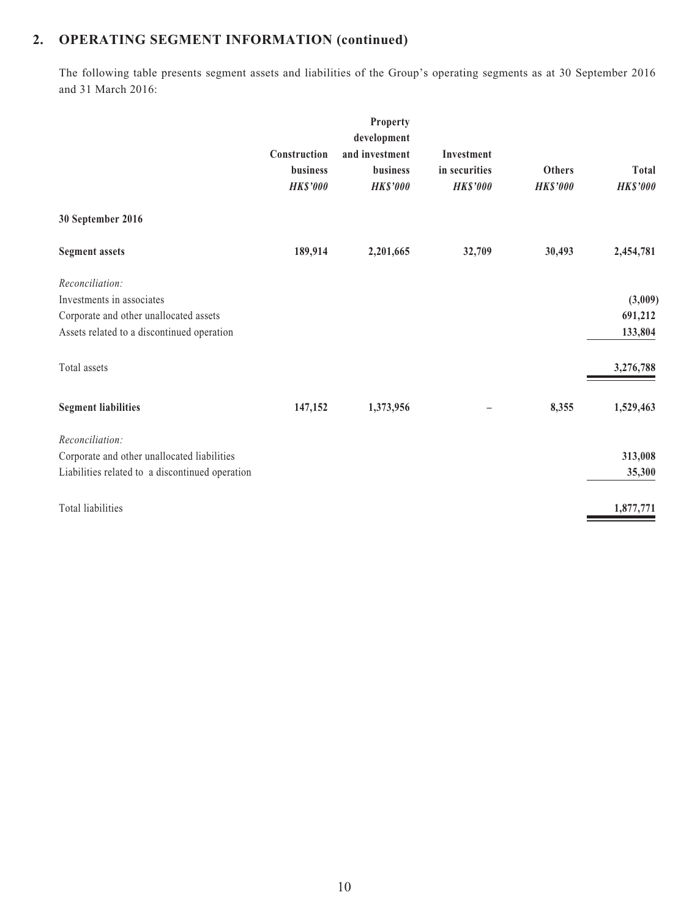## 2. OPERATING SEGMENT INFORMATION (continued)

The following table presents segment assets and liabilities of the Group's operating segments as at 30 September 2016 and 31 March 2016:

| | Construction business | Property development and investment business | Investment in securities | Others | Total |
|---|---|---|---|---|---|
| | *HK$'000* | *HK$'000* | *HK$'000* | *HK$'000* | *HK$'000* |
| **30 September 2016** | | | | | |
| **Segment assets** | **189,914** | **2,201,665** | **32,709** | **30,493** | **2,454,781** |
| *Reconciliation:* | | | | | |
| Investments in associates | | | | | **(3,009)** |
| Corporate and other unallocated assets | | | | | **691,212** |
| Assets related to a discontinued operation | | | | | **133,804** |
| Total assets | | | | | **3,276,788** |
| **Segment liabilities** | **147,152** | **1,373,956** | **–** | **8,355** | **1,529,463** |
| *Reconciliation:* | | | | | |
| Corporate and other unallocated liabilities | | | | | **313,008** |
| Liabilities related to a discontinued operation | | | | | **35,300** |
| Total liabilities | | | | | **1,877,771** |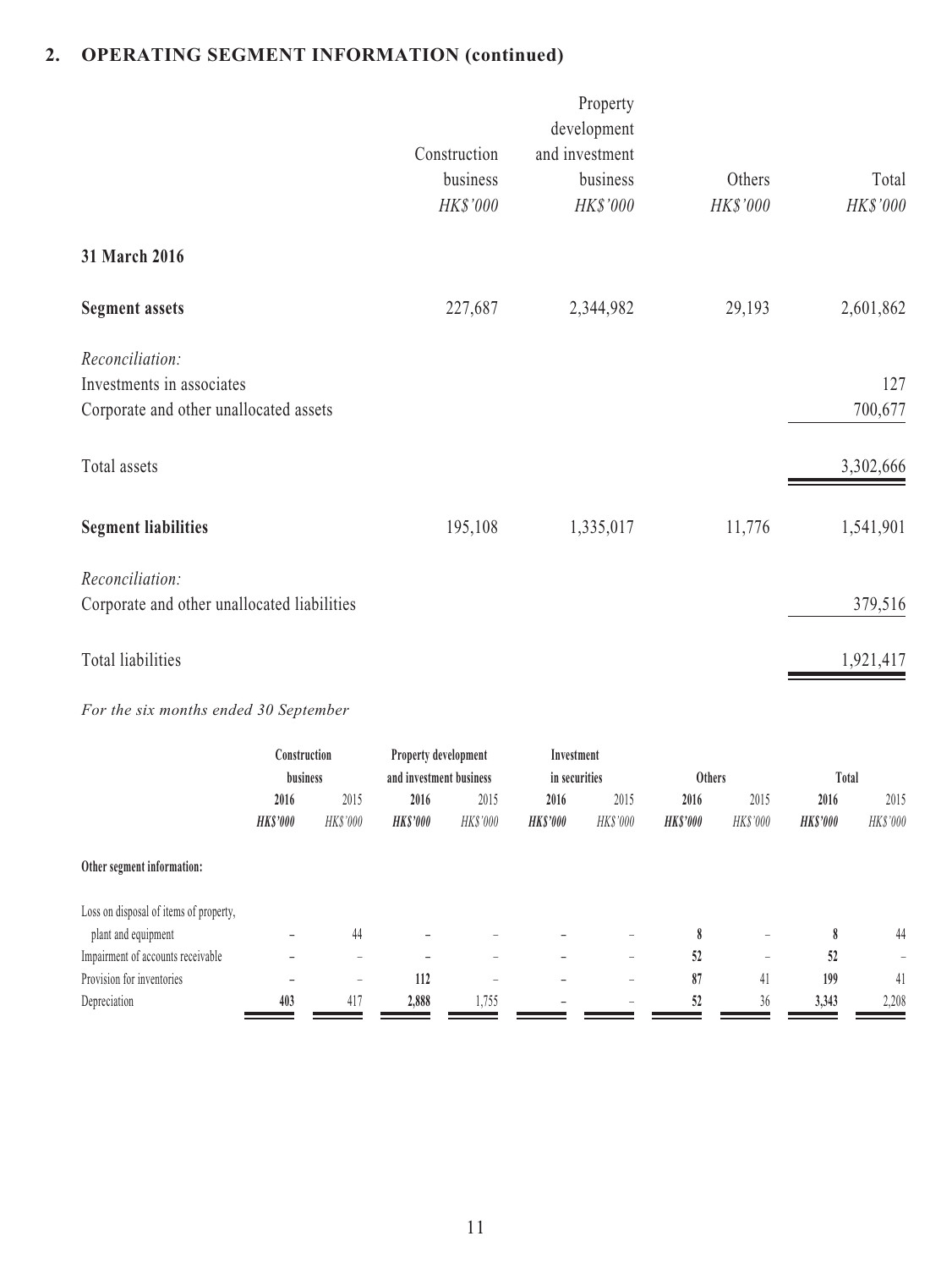## 2. OPERATING SEGMENT INFORMATION (continued)

| | Construction business HK$'000 | Property development and investment business HK$'000 | Others HK$'000 | Total HK$'000 |
|---|---|---|---|---|
| **31 March 2016** | | | | |
| **Segment assets** | 227,687 | 2,344,982 | 29,193 | 2,601,862 |
| *Reconciliation:* | | | | |
| Investments in associates | | | | 127 |
| Corporate and other unallocated assets | | | | 700,677 |
| Total assets | | | | 3,302,666 |
| **Segment liabilities** | 195,108 | 1,335,017 | 11,776 | 1,541,901 |
| *Reconciliation:* | | | | |
| Corporate and other unallocated liabilities | | | | 379,516 |
| Total liabilities | | | | 1,921,417 |

*For the six months ended 30 September*

| | Construction business | | Property development and investment business | | Investment in securities | | Others | | Total | |
|---|---|---|---|---|---|---|---|---|---|---|
| | **2016** | 2015 | **2016** | 2015 | **2016** | 2015 | **2016** | 2015 | **2016** | 2015 |
| | ***HK$'000*** | *HK$'000* | ***HK$'000*** | *HK$'000* | ***HK$'000*** | *HK$'000* | ***HK$'000*** | *HK$'000* | ***HK$'000*** | *HK$'000* |
| **Other segment information:** | | | | | | | | | | |
| Loss on disposal of items of property, plant and equipment | **–** | 44 | **–** | – | **–** | – | **8** | – | **8** | 44 |
| Impairment of accounts receivable | **–** | – | **–** | – | **–** | – | **52** | – | **52** | – |
| Provision for inventories | **–** | – | **112** | – | **–** | – | **87** | 41 | **199** | 41 |
| Depreciation | **403** | 417 | **2,888** | 1,755 | **–** | – | **52** | 36 | **3,343** | 2,208 |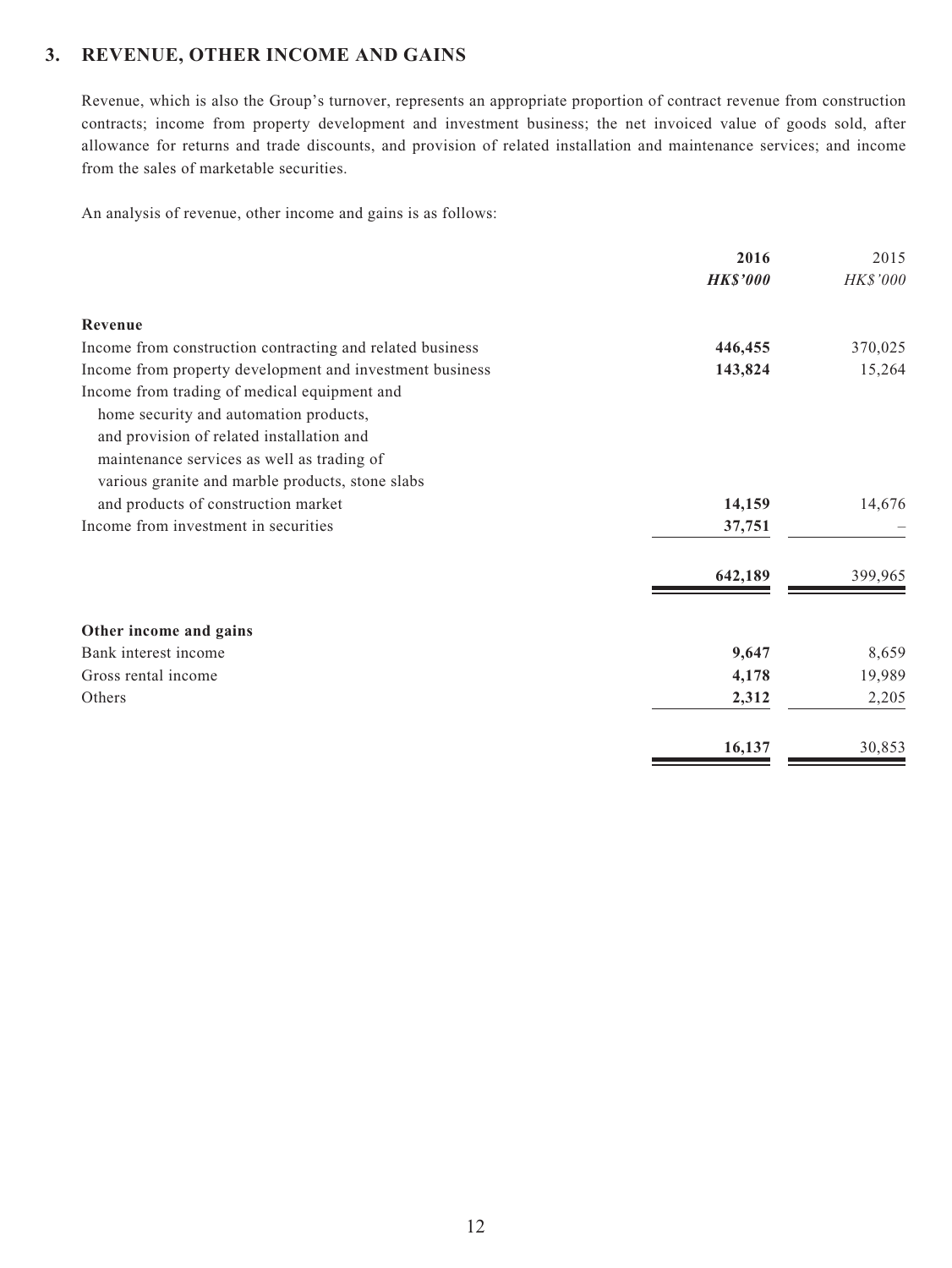## 3. REVENUE, OTHER INCOME AND GAINS

Revenue, which is also the Group's turnover, represents an appropriate proportion of contract revenue from construction contracts; income from property development and investment business; the net invoiced value of goods sold, after allowance for returns and trade discounts, and provision of related installation and maintenance services; and income from the sales of marketable securities.

An analysis of revenue, other income and gains is as follows:

| | **2016** | 2015 |
|---|---|---|
| | ***HK$'000*** | *HK$'000* |
| **Revenue** | | |
| Income from construction contracting and related business | **446,455** | 370,025 |
| Income from property development and investment business | **143,824** | 15,264 |
| Income from trading of medical equipment and home security and automation products, and provision of related installation and maintenance services as well as trading of various granite and marble products, stone slabs and products of construction market | **14,159** | 14,676 |
| Income from investment in securities | **37,751** | – |
| | **642,189** | 399,965 |
| **Other income and gains** | | |
| Bank interest income | **9,647** | 8,659 |
| Gross rental income | **4,178** | 19,989 |
| Others | **2,312** | 2,205 |
| | **16,137** | 30,853 |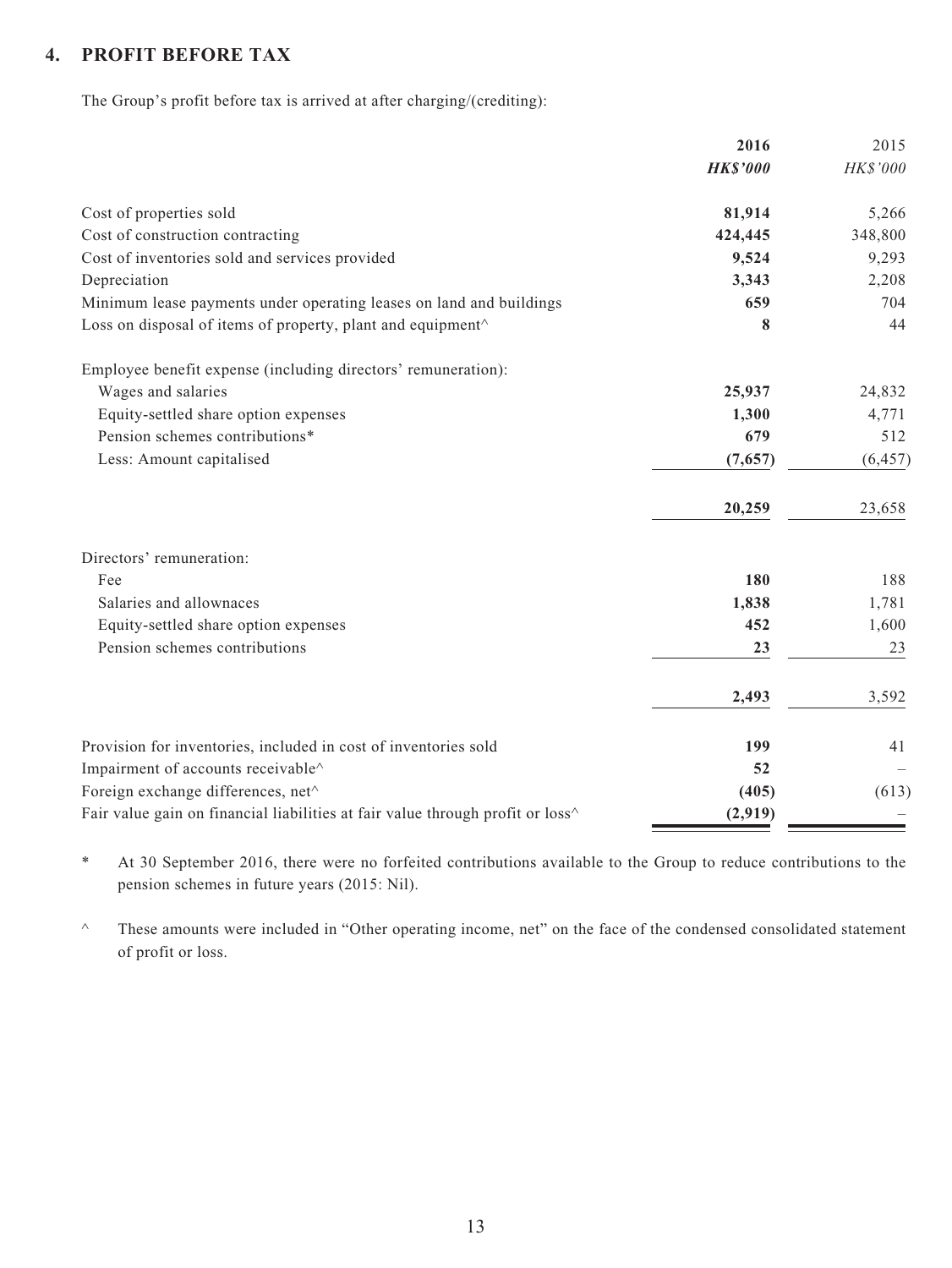## 4. PROFIT BEFORE TAX

The Group's profit before tax is arrived at after charging/(crediting):

| | **2016** | 2015 |
|---|---|---|
| | ***HK$'000*** | *HK$'000* |
| Cost of properties sold | **81,914** | 5,266 |
| Cost of construction contracting | **424,445** | 348,800 |
| Cost of inventories sold and services provided | **9,524** | 9,293 |
| Depreciation | **3,343** | 2,208 |
| Minimum lease payments under operating leases on land and buildings | **659** | 704 |
| Loss on disposal of items of property, plant and equipment^ | **8** | 44 |
| Employee benefit expense (including directors' remuneration): | | |
| Wages and salaries | **25,937** | 24,832 |
| Equity-settled share option expenses | **1,300** | 4,771 |
| Pension schemes contributions* | **679** | 512 |
| Less: Amount capitalised | **(7,657)** | (6,457) |
| | **20,259** | 23,658 |
| Directors' remuneration: | | |
| Fee | **180** | 188 |
| Salaries and allownaces | **1,838** | 1,781 |
| Equity-settled share option expenses | **452** | 1,600 |
| Pension schemes contributions | **23** | 23 |
| | **2,493** | 3,592 |
| Provision for inventories, included in cost of inventories sold | **199** | 41 |
| Impairment of accounts receivable^ | **52** | – |
| Foreign exchange differences, net^ | **(405)** | (613) |
| Fair value gain on financial liabilities at fair value through profit or loss^ | **(2,919)** | – |

\* At 30 September 2016, there were no forfeited contributions available to the Group to reduce contributions to the pension schemes in future years (2015: Nil).

^ These amounts were included in "Other operating income, net" on the face of the condensed consolidated statement of profit or loss.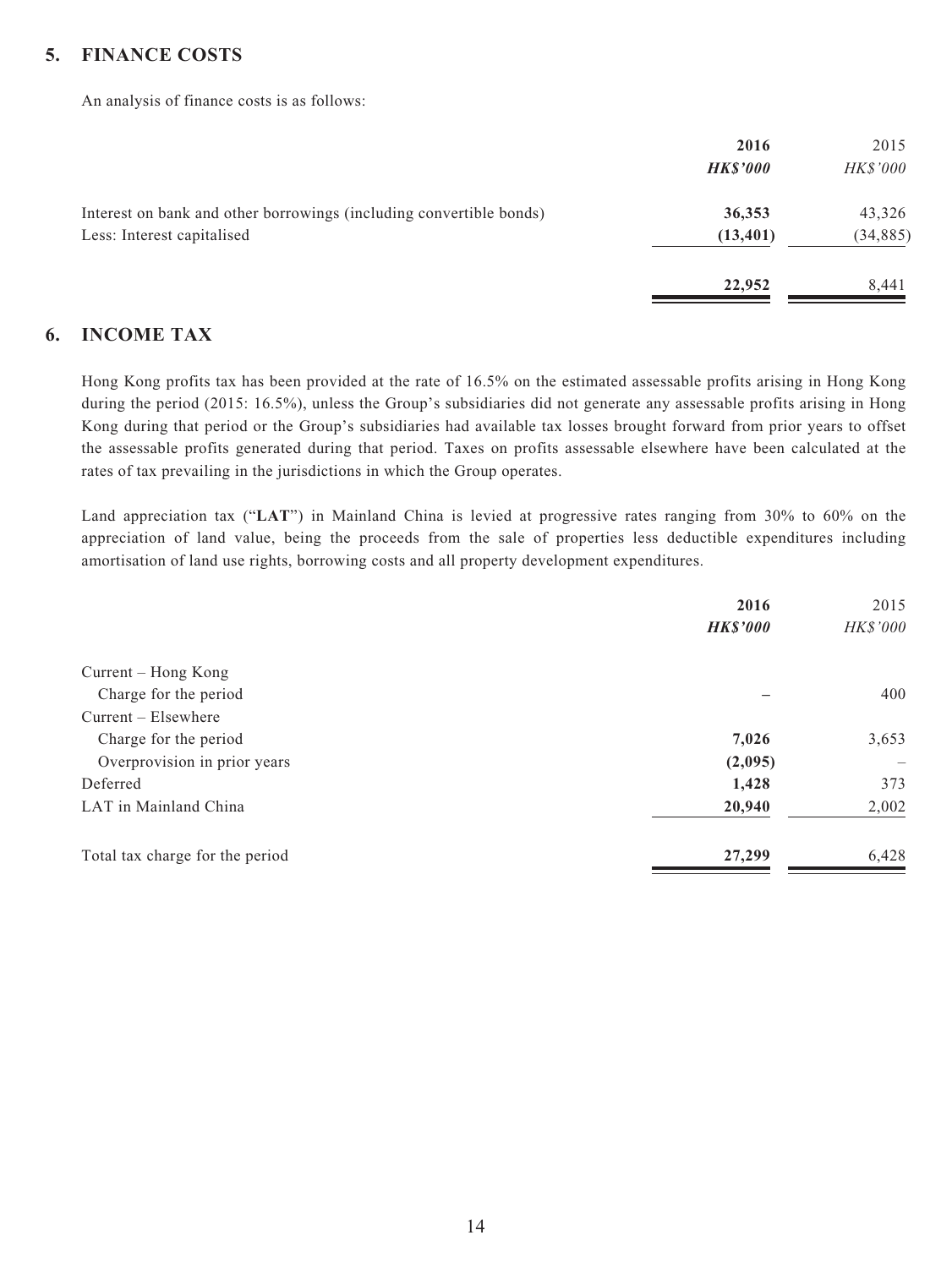## 5. FINANCE COSTS

An analysis of finance costs is as follows:

| | **2016** | 2015 |
|---|---|---|
| | ***HK$'000*** | *HK$'000* |
| Interest on bank and other borrowings (including convertible bonds) | **36,353** | 43,326 |
| Less: Interest capitalised | **(13,401)** | (34,885) |
| | **22,952** | 8,441 |

## 6. INCOME TAX

Hong Kong profits tax has been provided at the rate of 16.5% on the estimated assessable profits arising in Hong Kong during the period (2015: 16.5%), unless the Group's subsidiaries did not generate any assessable profits arising in Hong Kong during that period or the Group's subsidiaries had available tax losses brought forward from prior years to offset the assessable profits generated during that period. Taxes on profits assessable elsewhere have been calculated at the rates of tax prevailing in the jurisdictions in which the Group operates.

Land appreciation tax ("**LAT**") in Mainland China is levied at progressive rates ranging from 30% to 60% on the appreciation of land value, being the proceeds from the sale of properties less deductible expenditures including amortisation of land use rights, borrowing costs and all property development expenditures.

| | **2016** | 2015 |
|---|---|---|
| | ***HK$'000*** | *HK$'000* |
| Current – Hong Kong | | |
| Charge for the period | – | 400 |
| Current – Elsewhere | | |
| Charge for the period | **7,026** | 3,653 |
| Overprovision in prior years | **(2,095)** | – |
| Deferred | **1,428** | 373 |
| LAT in Mainland China | **20,940** | 2,002 |
| Total tax charge for the period | **27,299** | 6,428 |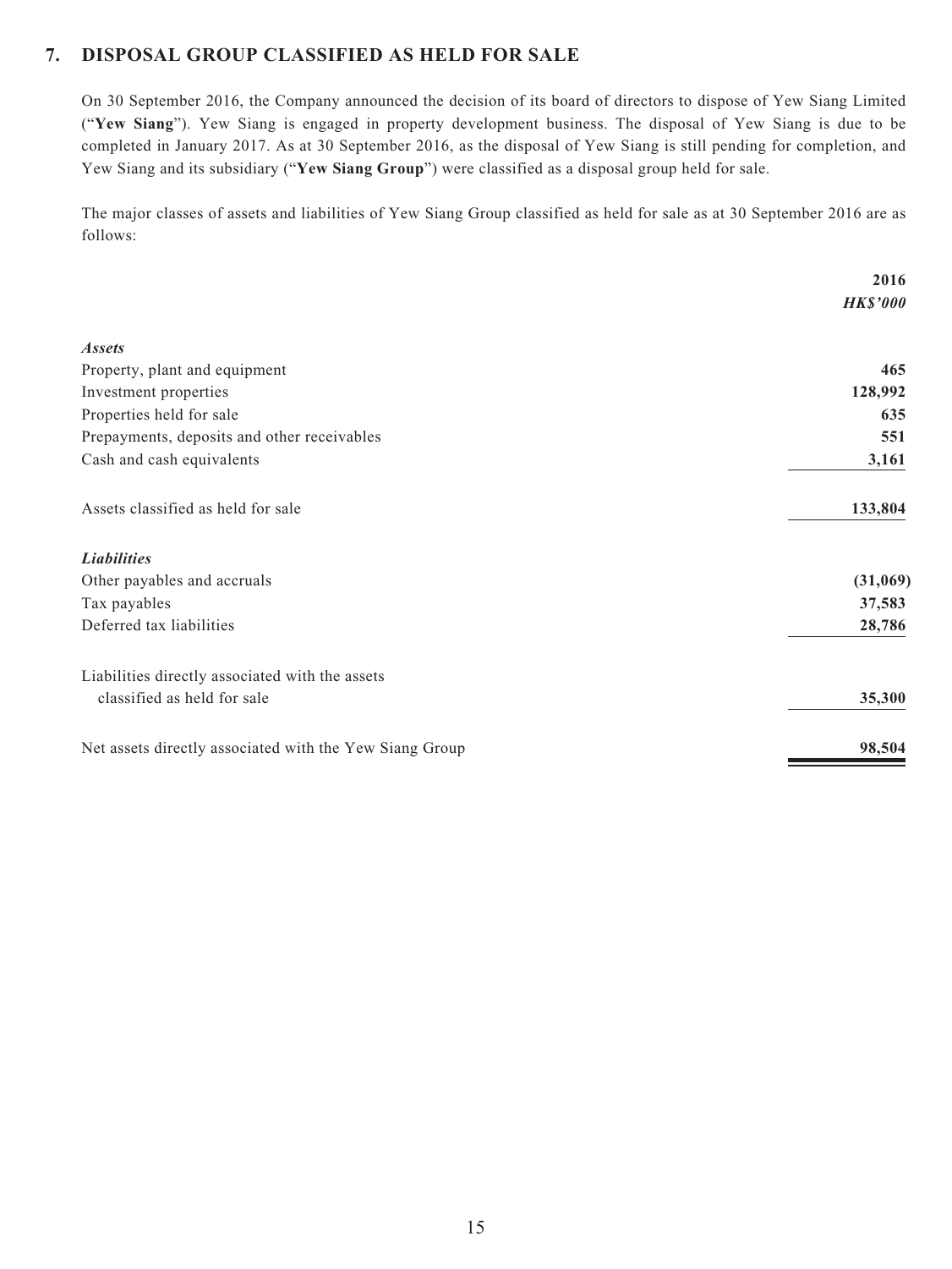## 7. DISPOSAL GROUP CLASSIFIED AS HELD FOR SALE

On 30 September 2016, the Company announced the decision of its board of directors to dispose of Yew Siang Limited ("**Yew Siang**"). Yew Siang is engaged in property development business. The disposal of Yew Siang is due to be completed in January 2017. As at 30 September 2016, as the disposal of Yew Siang is still pending for completion, and Yew Siang and its subsidiary ("**Yew Siang Group**") were classified as a disposal group held for sale.

The major classes of assets and liabilities of Yew Siang Group classified as held for sale as at 30 September 2016 are as follows:

| | 2016 |
|---|---|
| | *HK$'000* |
| ***Assets*** | |
| Property, plant and equipment | 465 |
| Investment properties | 128,992 |
| Properties held for sale | 635 |
| Prepayments, deposits and other receivables | 551 |
| Cash and cash equivalents | 3,161 |
| Assets classified as held for sale | 133,804 |
| ***Liabilities*** | |
| Other payables and accruals | (31,069) |
| Tax payables | 37,583 |
| Deferred tax liabilities | 28,786 |
| Liabilities directly associated with the assets classified as held for sale | 35,300 |
| Net assets directly associated with the Yew Siang Group | 98,504 |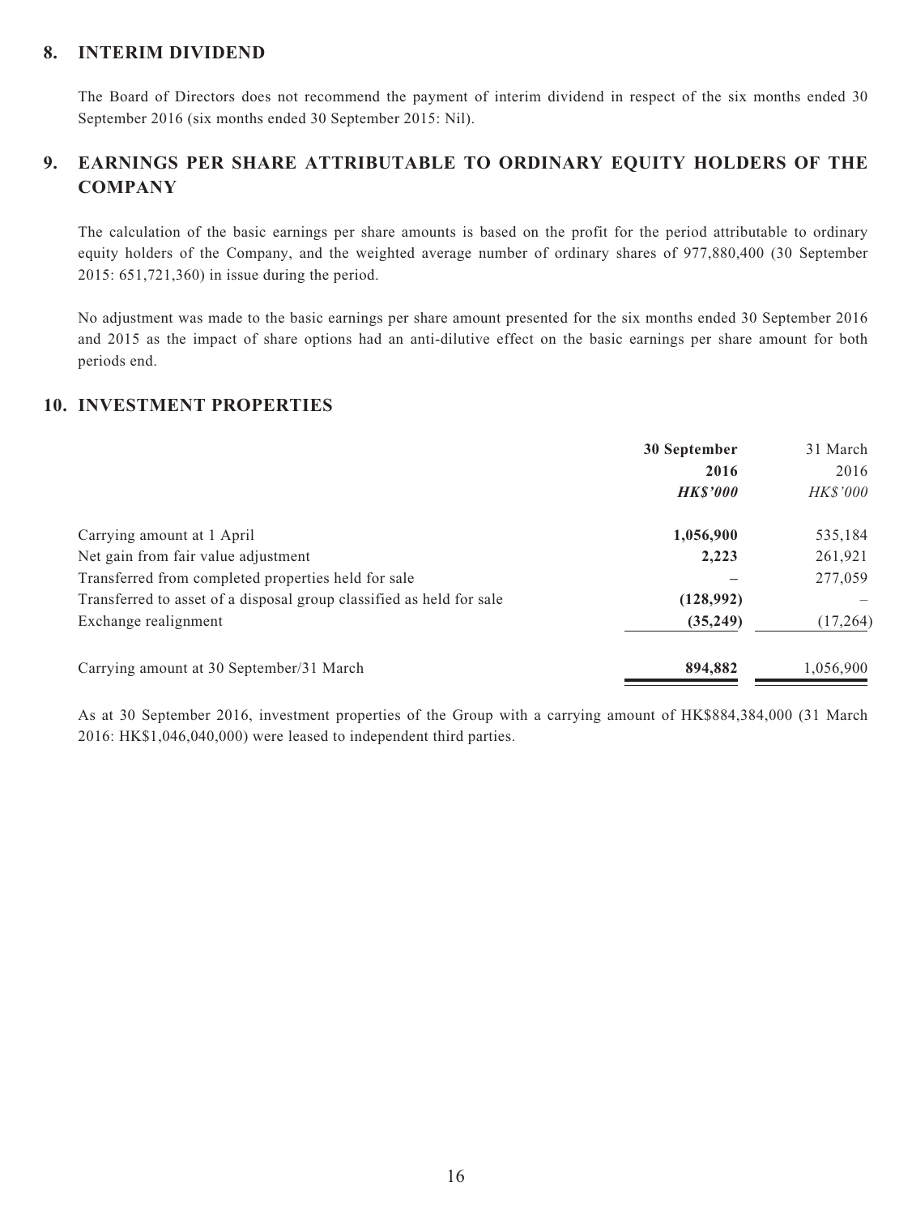## 8. INTERIM DIVIDEND

The Board of Directors does not recommend the payment of interim dividend in respect of the six months ended 30 September 2016 (six months ended 30 September 2015: Nil).

## 9. EARNINGS PER SHARE ATTRIBUTABLE TO ORDINARY EQUITY HOLDERS OF THE COMPANY

The calculation of the basic earnings per share amounts is based on the profit for the period attributable to ordinary equity holders of the Company, and the weighted average number of ordinary shares of 977,880,400 (30 September 2015: 651,721,360) in issue during the period.

No adjustment was made to the basic earnings per share amount presented for the six months ended 30 September 2016 and 2015 as the impact of share options had an anti-dilutive effect on the basic earnings per share amount for both periods end.

## 10. INVESTMENT PROPERTIES

| | **30 September 2016** | 31 March 2016 |
|---|---|---|
| | ***HK$'000*** | *HK$'000* |
| Carrying amount at 1 April | **1,056,900** | 535,184 |
| Net gain from fair value adjustment | **2,223** | 261,921 |
| Transferred from completed properties held for sale | **–** | 277,059 |
| Transferred to asset of a disposal group classified as held for sale | **(128,992)** | – |
| Exchange realignment | **(35,249)** | (17,264) |
| Carrying amount at 30 September/31 March | **894,882** | 1,056,900 |

As at 30 September 2016, investment properties of the Group with a carrying amount of HK$884,384,000 (31 March 2016: HK$1,046,040,000) were leased to independent third parties.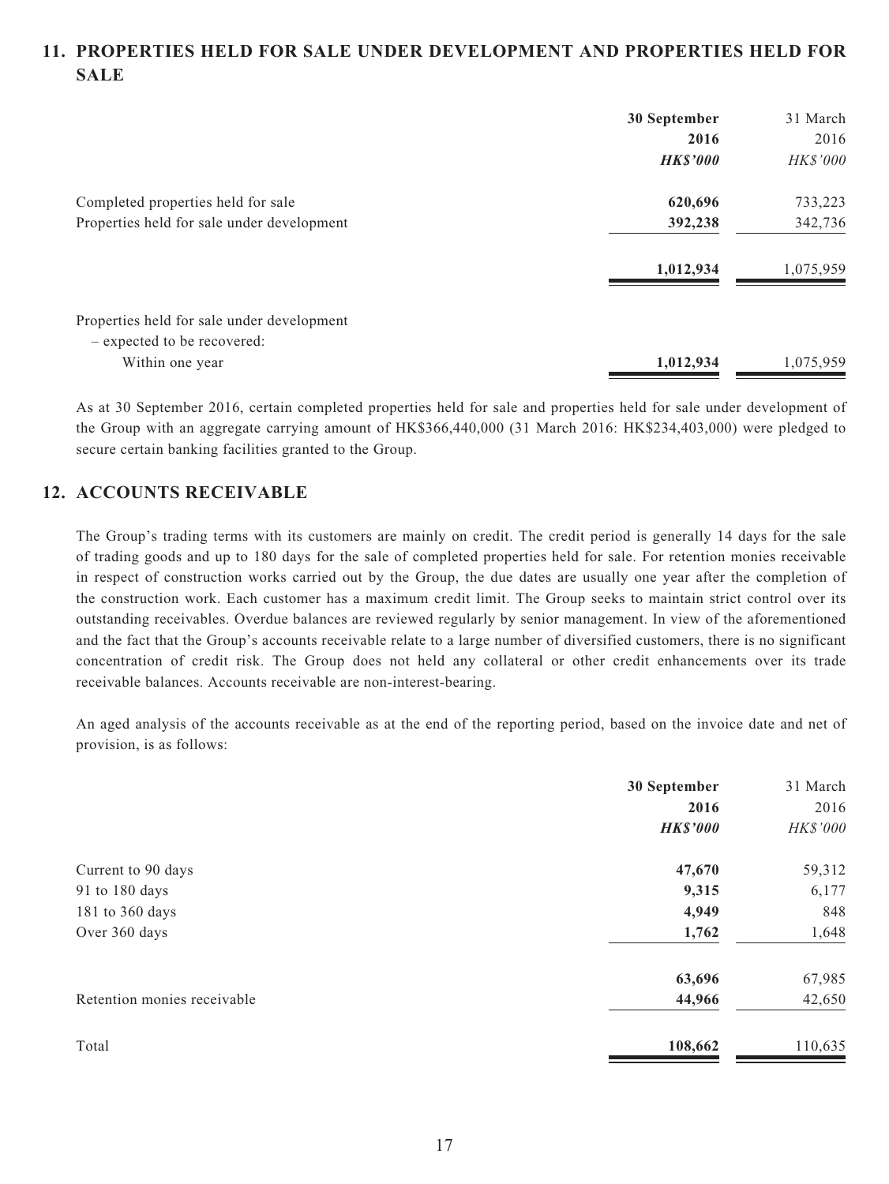## 11. PROPERTIES HELD FOR SALE UNDER DEVELOPMENT AND PROPERTIES HELD FOR SALE

| | 30 September 2016 | 31 March 2016 |
|---|---|---|
| | ***HK$'000*** | *HK$'000* |
| Completed properties held for sale | **620,696** | 733,223 |
| Properties held for sale under development | **392,238** | 342,736 |
| | **1,012,934** | 1,075,959 |
| Properties held for sale under development – expected to be recovered: | | |
| Within one year | **1,012,934** | 1,075,959 |

As at 30 September 2016, certain completed properties held for sale and properties held for sale under development of the Group with an aggregate carrying amount of HK$366,440,000 (31 March 2016: HK$234,403,000) were pledged to secure certain banking facilities granted to the Group.

## 12. ACCOUNTS RECEIVABLE

The Group's trading terms with its customers are mainly on credit. The credit period is generally 14 days for the sale of trading goods and up to 180 days for the sale of completed properties held for sale. For retention monies receivable in respect of construction works carried out by the Group, the due dates are usually one year after the completion of the construction work. Each customer has a maximum credit limit. The Group seeks to maintain strict control over its outstanding receivables. Overdue balances are reviewed regularly by senior management. In view of the aforementioned and the fact that the Group's accounts receivable relate to a large number of diversified customers, there is no significant concentration of credit risk. The Group does not held any collateral or other credit enhancements over its trade receivable balances. Accounts receivable are non-interest-bearing.

An aged analysis of the accounts receivable as at the end of the reporting period, based on the invoice date and net of provision, is as follows:

| | 30 September 2016 | 31 March 2016 |
|---|---|---|
| | ***HK$'000*** | *HK$'000* |
| Current to 90 days | **47,670** | 59,312 |
| 91 to 180 days | **9,315** | 6,177 |
| 181 to 360 days | **4,949** | 848 |
| Over 360 days | **1,762** | 1,648 |
| | **63,696** | 67,985 |
| Retention monies receivable | **44,966** | 42,650 |
| Total | **108,662** | 110,635 |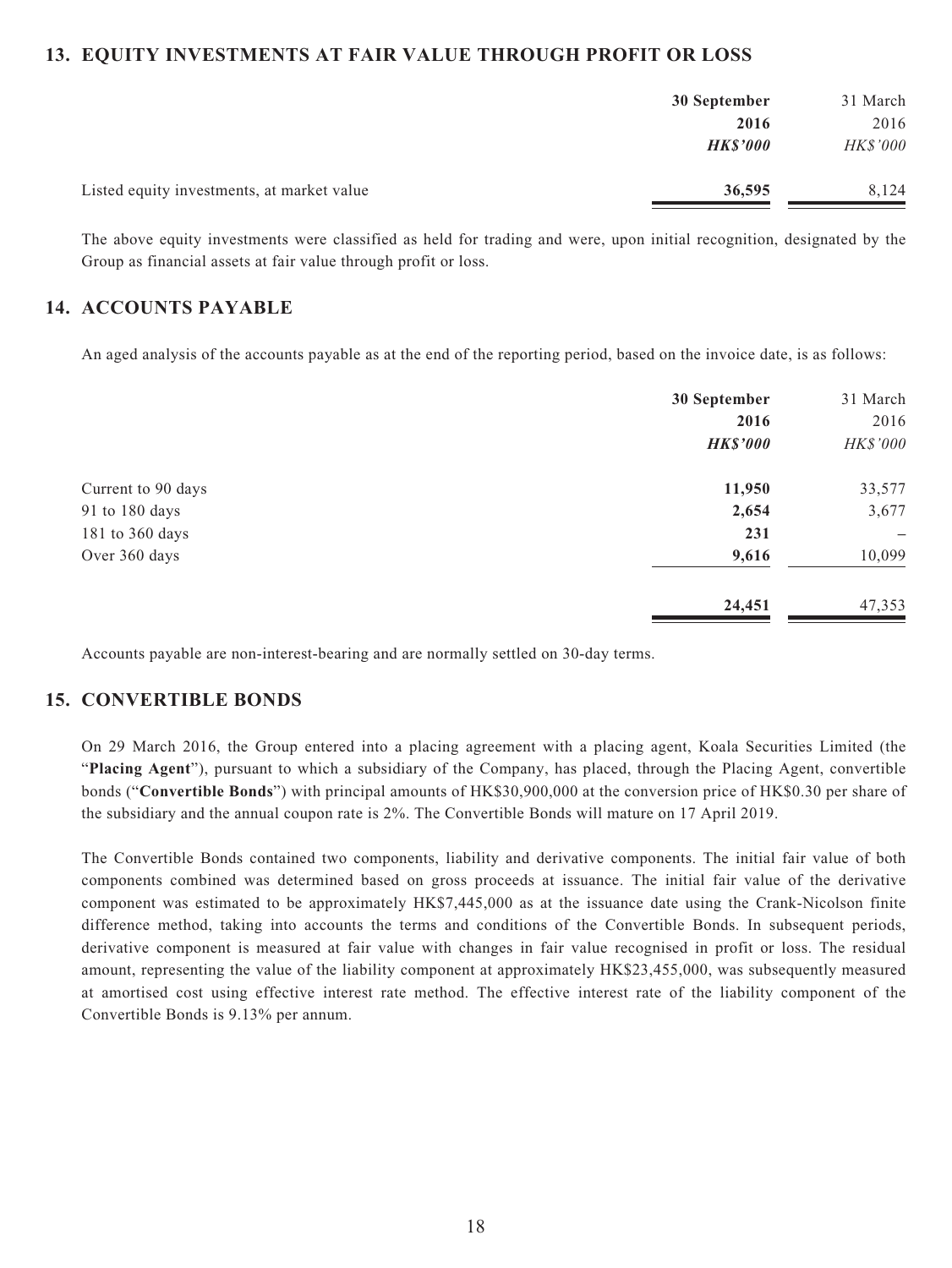## 13. EQUITY INVESTMENTS AT FAIR VALUE THROUGH PROFIT OR LOSS

| | **30 September 2016** | 31 March 2016 |
|---|---|---|
| | ***HK$'000*** | *HK$'000* |
| Listed equity investments, at market value | **36,595** | 8,124 |

The above equity investments were classified as held for trading and were, upon initial recognition, designated by the Group as financial assets at fair value through profit or loss.

## 14. ACCOUNTS PAYABLE

An aged analysis of the accounts payable as at the end of the reporting period, based on the invoice date, is as follows:

| | **30 September 2016** | 31 March 2016 |
|---|---|---|
| | ***HK$'000*** | *HK$'000* |
| Current to 90 days | **11,950** | 33,577 |
| 91 to 180 days | **2,654** | 3,677 |
| 181 to 360 days | **231** | – |
| Over 360 days | **9,616** | 10,099 |
| | **24,451** | 47,353 |

Accounts payable are non-interest-bearing and are normally settled on 30-day terms.

## 15. CONVERTIBLE BONDS

On 29 March 2016, the Group entered into a placing agreement with a placing agent, Koala Securities Limited (the "**Placing Agent**"), pursuant to which a subsidiary of the Company, has placed, through the Placing Agent, convertible bonds ("**Convertible Bonds**") with principal amounts of HK$30,900,000 at the conversion price of HK$0.30 per share of the subsidiary and the annual coupon rate is 2%. The Convertible Bonds will mature on 17 April 2019.

The Convertible Bonds contained two components, liability and derivative components. The initial fair value of both components combined was determined based on gross proceeds at issuance. The initial fair value of the derivative component was estimated to be approximately HK$7,445,000 as at the issuance date using the Crank-Nicolson finite difference method, taking into accounts the terms and conditions of the Convertible Bonds. In subsequent periods, derivative component is measured at fair value with changes in fair value recognised in profit or loss. The residual amount, representing the value of the liability component at approximately HK$23,455,000, was subsequently measured at amortised cost using effective interest rate method. The effective interest rate of the liability component of the Convertible Bonds is 9.13% per annum.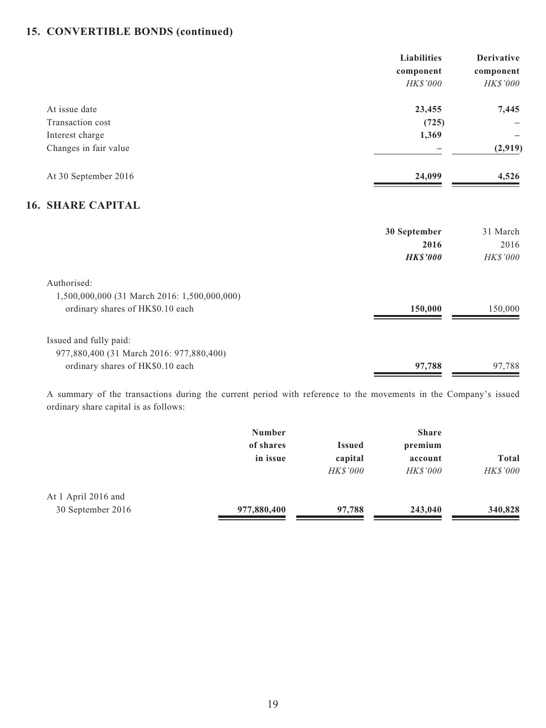## 15. CONVERTIBLE BONDS (continued)

| | Liabilities component | Derivative component |
|---|---|---|
| | *HK$'000* | *HK$'000* |
| At issue date | **23,455** | **7,445** |
| Transaction cost | **(725)** | – |
| Interest charge | **1,369** | – |
| Changes in fair value | – | **(2,919)** |
| At 30 September 2016 | **24,099** | **4,526** |

## 16. SHARE CAPITAL

| | 30 September 2016 | 31 March 2016 |
|---|---|---|
| | ***HK$'000*** | *HK$'000* |
| Authorised: | | |
| 1,500,000,000 (31 March 2016: 1,500,000,000) ordinary shares of HK$0.10 each | **150,000** | 150,000 |
| Issued and fully paid: | | |
| 977,880,400 (31 March 2016: 977,880,400) ordinary shares of HK$0.10 each | **97,788** | 97,788 |

A summary of the transactions during the current period with reference to the movements in the Company's issued ordinary share capital is as follows:

| | Number of shares in issue | Issued capital | Share premium account | Total |
|---|---|---|---|---|
| | | *HK$'000* | *HK$'000* | *HK$'000* |
| At 1 April 2016 and 30 September 2016 | **977,880,400** | **97,788** | **243,040** | **340,828** |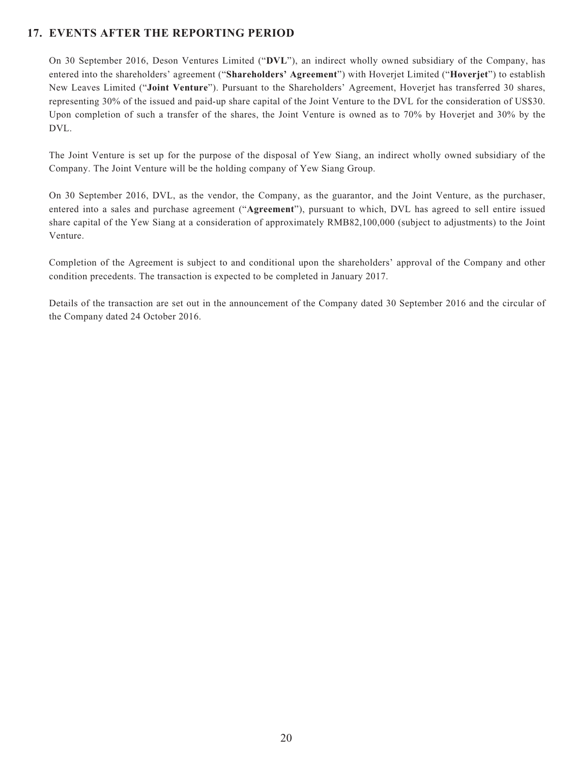## 17. EVENTS AFTER THE REPORTING PERIOD

On 30 September 2016, Deson Ventures Limited ("**DVL**"), an indirect wholly owned subsidiary of the Company, has entered into the shareholders' agreement ("**Shareholders' Agreement**") with Hoverjet Limited ("**Hoverjet**") to establish New Leaves Limited ("**Joint Venture**"). Pursuant to the Shareholders' Agreement, Hoverjet has transferred 30 shares, representing 30% of the issued and paid-up share capital of the Joint Venture to the DVL for the consideration of US$30. Upon completion of such a transfer of the shares, the Joint Venture is owned as to 70% by Hoverjet and 30% by the DVL.

The Joint Venture is set up for the purpose of the disposal of Yew Siang, an indirect wholly owned subsidiary of the Company. The Joint Venture will be the holding company of Yew Siang Group.

On 30 September 2016, DVL, as the vendor, the Company, as the guarantor, and the Joint Venture, as the purchaser, entered into a sales and purchase agreement ("**Agreement**"), pursuant to which, DVL has agreed to sell entire issued share capital of the Yew Siang at a consideration of approximately RMB82,100,000 (subject to adjustments) to the Joint Venture.

Completion of the Agreement is subject to and conditional upon the shareholders' approval of the Company and other condition precedents. The transaction is expected to be completed in January 2017.

Details of the transaction are set out in the announcement of the Company dated 30 September 2016 and the circular of the Company dated 24 October 2016.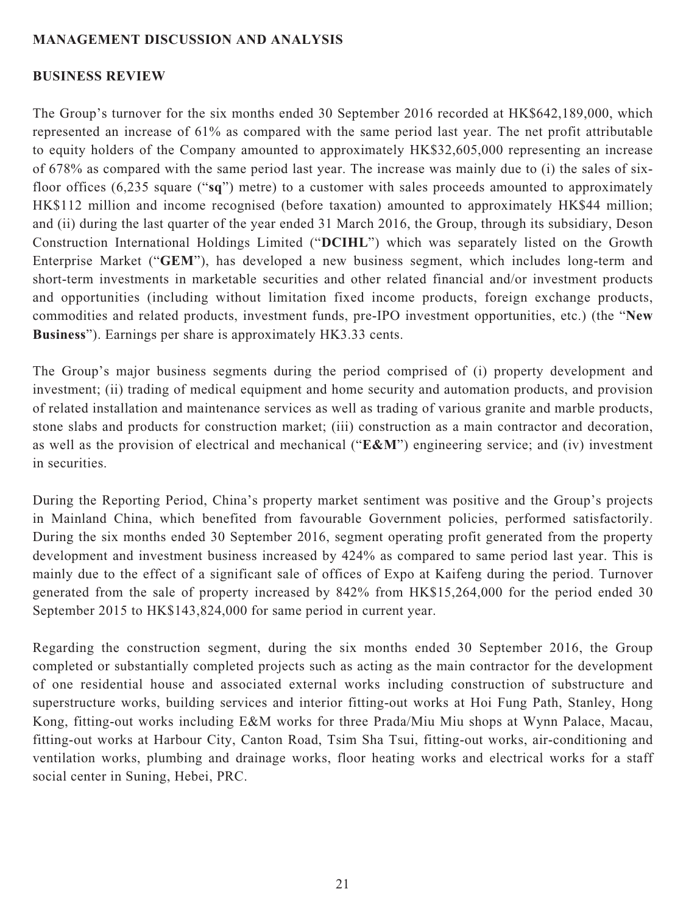## MANAGEMENT DISCUSSION AND ANALYSIS

### BUSINESS REVIEW

The Group's turnover for the six months ended 30 September 2016 recorded at HK$642,189,000, which represented an increase of 61% as compared with the same period last year. The net profit attributable to equity holders of the Company amounted to approximately HK$32,605,000 representing an increase of 678% as compared with the same period last year. The increase was mainly due to (i) the sales of six-floor offices (6,235 square ("**sq**") metre) to a customer with sales proceeds amounted to approximately HK$112 million and income recognised (before taxation) amounted to approximately HK$44 million; and (ii) during the last quarter of the year ended 31 March 2016, the Group, through its subsidiary, Deson Construction International Holdings Limited ("**DCIHL**") which was separately listed on the Growth Enterprise Market ("**GEM**"), has developed a new business segment, which includes long-term and short-term investments in marketable securities and other related financial and/or investment products and opportunities (including without limitation fixed income products, foreign exchange products, commodities and related products, investment funds, pre-IPO investment opportunities, etc.) (the "**New Business**"). Earnings per share is approximately HK3.33 cents.

The Group's major business segments during the period comprised of (i) property development and investment; (ii) trading of medical equipment and home security and automation products, and provision of related installation and maintenance services as well as trading of various granite and marble products, stone slabs and products for construction market; (iii) construction as a main contractor and decoration, as well as the provision of electrical and mechanical ("**E&M**") engineering service; and (iv) investment in securities.

During the Reporting Period, China's property market sentiment was positive and the Group's projects in Mainland China, which benefited from favourable Government policies, performed satisfactorily. During the six months ended 30 September 2016, segment operating profit generated from the property development and investment business increased by 424% as compared to same period last year. This is mainly due to the effect of a significant sale of offices of Expo at Kaifeng during the period. Turnover generated from the sale of property increased by 842% from HK$15,264,000 for the period ended 30 September 2015 to HK$143,824,000 for same period in current year.

Regarding the construction segment, during the six months ended 30 September 2016, the Group completed or substantially completed projects such as acting as the main contractor for the development of one residential house and associated external works including construction of substructure and superstructure works, building services and interior fitting-out works at Hoi Fung Path, Stanley, Hong Kong, fitting-out works including E&M works for three Prada/Miu Miu shops at Wynn Palace, Macau, fitting-out works at Harbour City, Canton Road, Tsim Sha Tsui, fitting-out works, air-conditioning and ventilation works, plumbing and drainage works, floor heating works and electrical works for a staff social center in Suning, Hebei, PRC.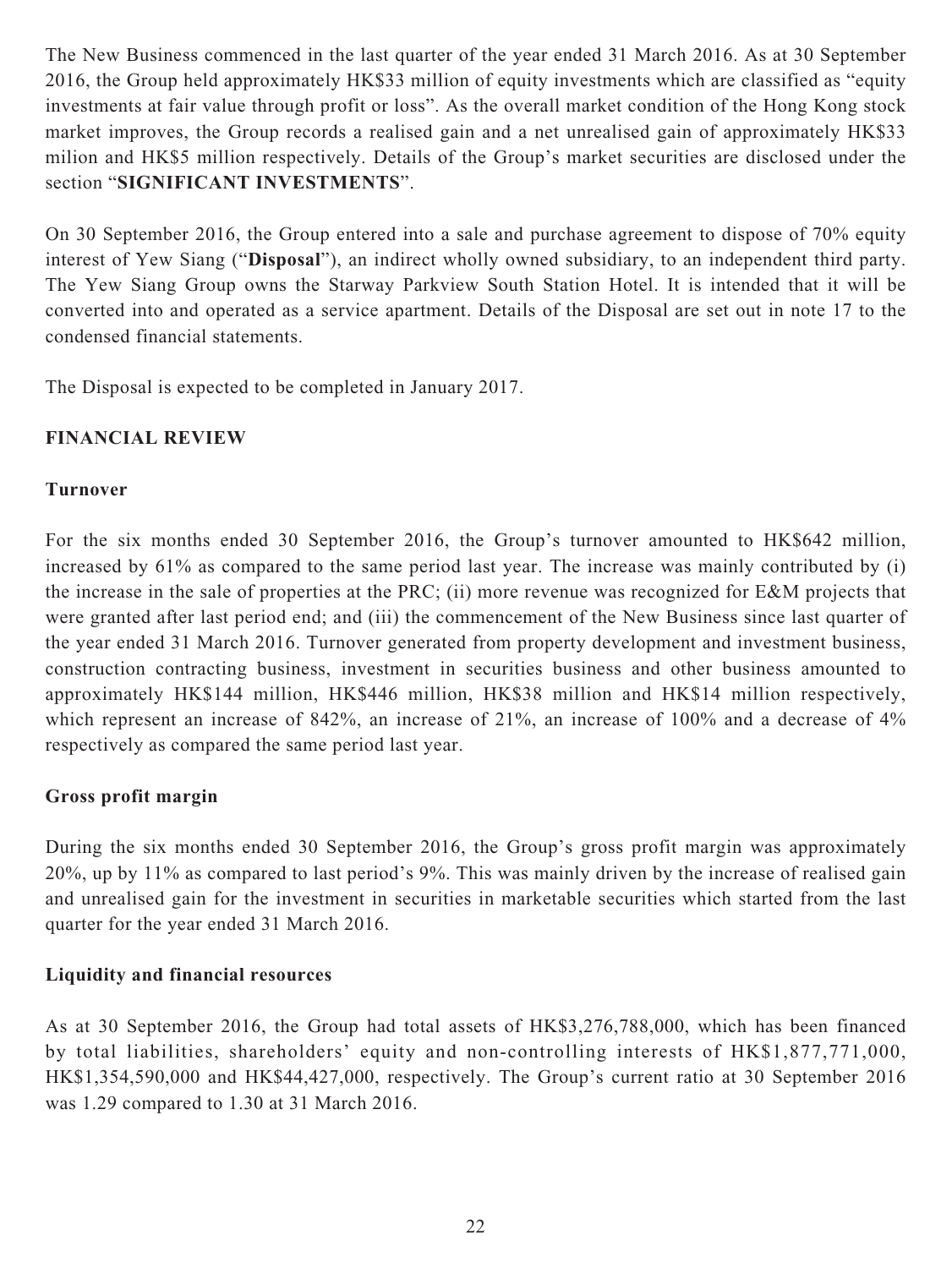The New Business commenced in the last quarter of the year ended 31 March 2016. As at 30 September 2016, the Group held approximately HK$33 million of equity investments which are classified as "equity investments at fair value through profit or loss". As the overall market condition of the Hong Kong stock market improves, the Group records a realised gain and a net unrealised gain of approximately HK$33 milion and HK$5 million respectively. Details of the Group's market securities are disclosed under the section "**SIGNIFICANT INVESTMENTS**".

On 30 September 2016, the Group entered into a sale and purchase agreement to dispose of 70% equity interest of Yew Siang ("**Disposal**"), an indirect wholly owned subsidiary, to an independent third party. The Yew Siang Group owns the Starway Parkview South Station Hotel. It is intended that it will be converted into and operated as a service apartment. Details of the Disposal are set out in note 17 to the condensed financial statements.

The Disposal is expected to be completed in January 2017.

## FINANCIAL REVIEW

### Turnover

For the six months ended 30 September 2016, the Group's turnover amounted to HK$642 million, increased by 61% as compared to the same period last year. The increase was mainly contributed by (i) the increase in the sale of properties at the PRC; (ii) more revenue was recognized for E&M projects that were granted after last period end; and (iii) the commencement of the New Business since last quarter of the year ended 31 March 2016. Turnover generated from property development and investment business, construction contracting business, investment in securities business and other business amounted to approximately HK$144 million, HK$446 million, HK$38 million and HK$14 million respectively, which represent an increase of 842%, an increase of 21%, an increase of 100% and a decrease of 4% respectively as compared the same period last year.

### Gross profit margin

During the six months ended 30 September 2016, the Group's gross profit margin was approximately 20%, up by 11% as compared to last period's 9%. This was mainly driven by the increase of realised gain and unrealised gain for the investment in securities in marketable securities which started from the last quarter for the year ended 31 March 2016.

### Liquidity and financial resources

As at 30 September 2016, the Group had total assets of HK$3,276,788,000, which has been financed by total liabilities, shareholders' equity and non-controlling interests of HK$1,877,771,000, HK$1,354,590,000 and HK$44,427,000, respectively. The Group's current ratio at 30 September 2016 was 1.29 compared to 1.30 at 31 March 2016.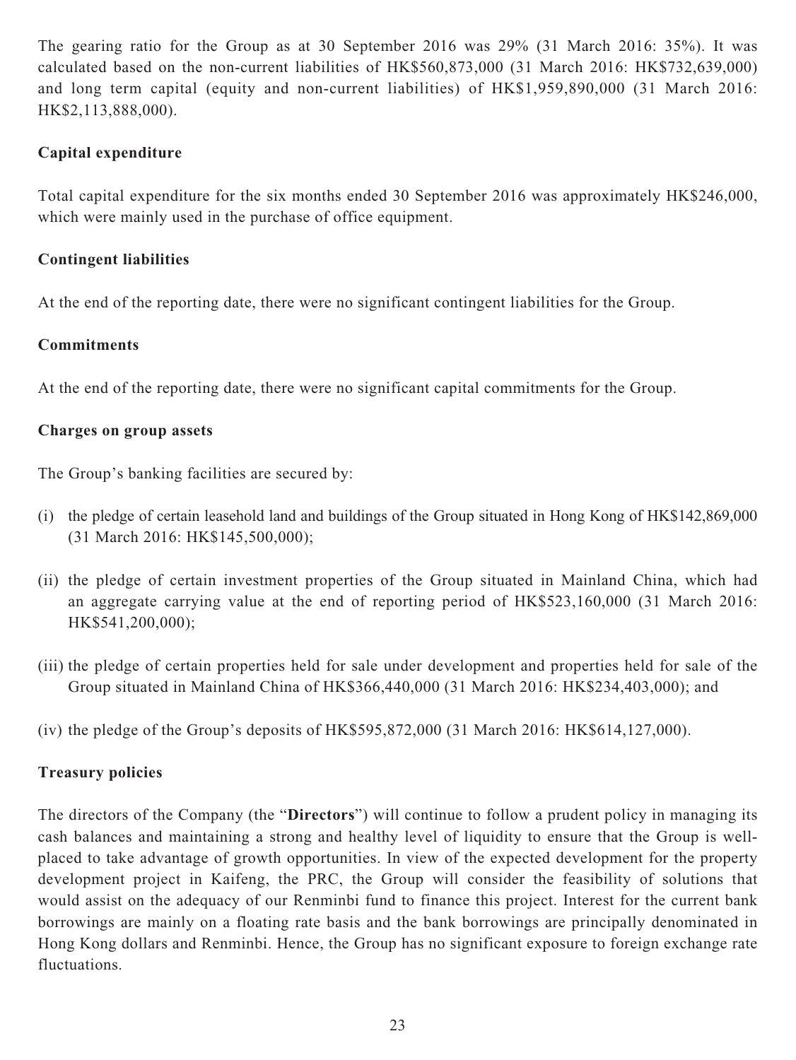The gearing ratio for the Group as at 30 September 2016 was 29% (31 March 2016: 35%). It was calculated based on the non-current liabilities of HK$560,873,000 (31 March 2016: HK$732,639,000) and long term capital (equity and non-current liabilities) of HK$1,959,890,000 (31 March 2016: HK$2,113,888,000).

**Capital expenditure**

Total capital expenditure for the six months ended 30 September 2016 was approximately HK$246,000, which were mainly used in the purchase of office equipment.

**Contingent liabilities**

At the end of the reporting date, there were no significant contingent liabilities for the Group.

**Commitments**

At the end of the reporting date, there were no significant capital commitments for the Group.

**Charges on group assets**

The Group's banking facilities are secured by:

(i) the pledge of certain leasehold land and buildings of the Group situated in Hong Kong of HK$142,869,000 (31 March 2016: HK$145,500,000);

(ii) the pledge of certain investment properties of the Group situated in Mainland China, which had an aggregate carrying value at the end of reporting period of HK$523,160,000 (31 March 2016: HK$541,200,000);

(iii) the pledge of certain properties held for sale under development and properties held for sale of the Group situated in Mainland China of HK$366,440,000 (31 March 2016: HK$234,403,000); and

(iv) the pledge of the Group's deposits of HK$595,872,000 (31 March 2016: HK$614,127,000).

**Treasury policies**

The directors of the Company (the "**Directors**") will continue to follow a prudent policy in managing its cash balances and maintaining a strong and healthy level of liquidity to ensure that the Group is well-placed to take advantage of growth opportunities. In view of the expected development for the property development project in Kaifeng, the PRC, the Group will consider the feasibility of solutions that would assist on the adequacy of our Renminbi fund to finance this project. Interest for the current bank borrowings are mainly on a floating rate basis and the bank borrowings are principally denominated in Hong Kong dollars and Renminbi. Hence, the Group has no significant exposure to foreign exchange rate fluctuations.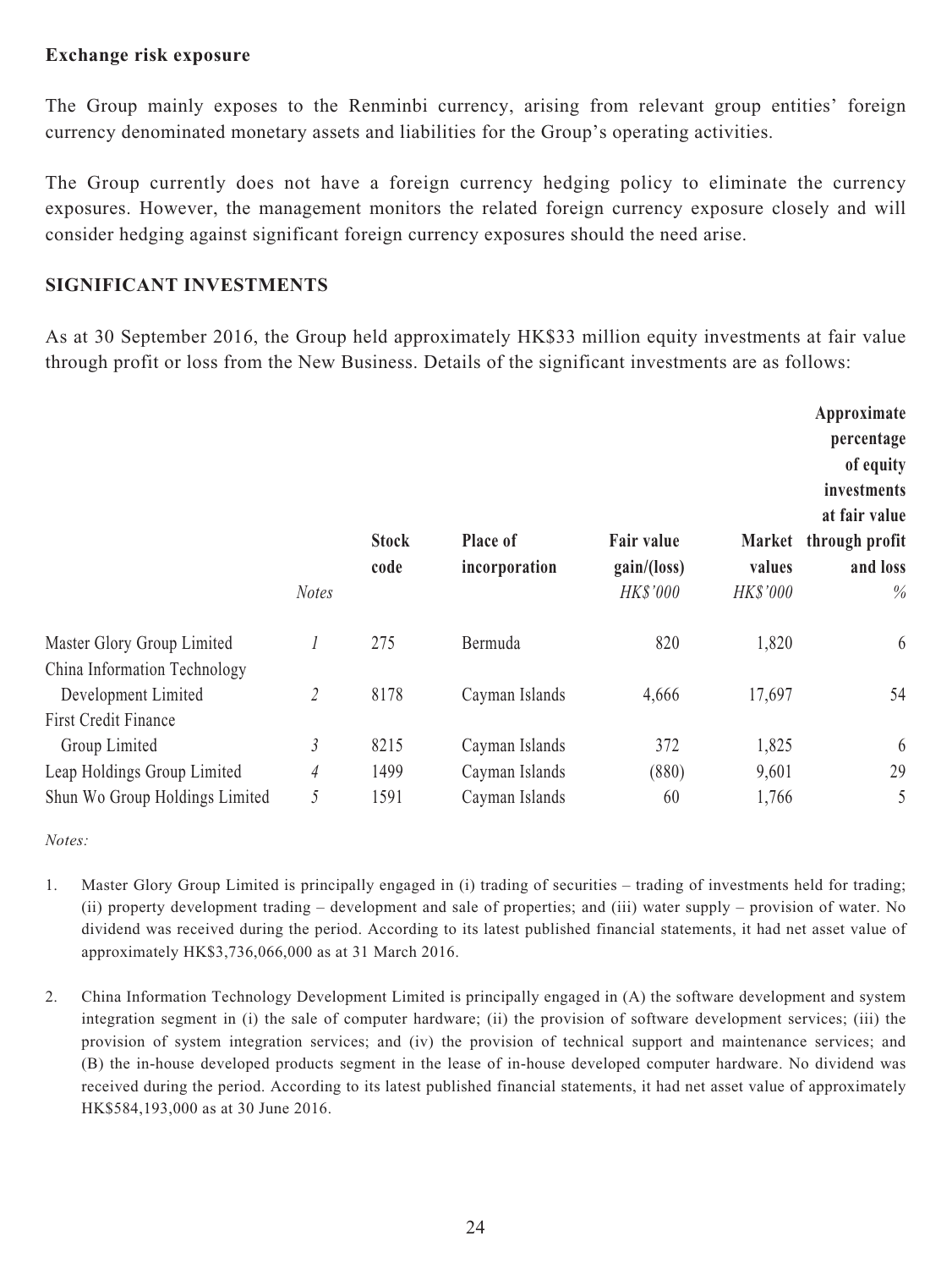**Exchange risk exposure**

The Group mainly exposes to the Renminbi currency, arising from relevant group entities' foreign currency denominated monetary assets and liabilities for the Group's operating activities.

The Group currently does not have a foreign currency hedging policy to eliminate the currency exposures. However, the management monitors the related foreign currency exposure closely and will consider hedging against significant foreign currency exposures should the need arise.

## SIGNIFICANT INVESTMENTS

As at 30 September 2016, the Group held approximately HK$33 million equity investments at fair value through profit or loss from the New Business. Details of the significant investments are as follows:

| | *Notes* | Stock code | Place of incorporation | Fair value gain/(loss) *HK$'000* | Market values *HK$'000* | Approximate percentage of equity investments at fair value through profit and loss *%* |
|---|---|---|---|---|---|---|
| Master Glory Group Limited | *1* | 275 | Bermuda | 820 | 1,820 | 6 |
| China Information Technology Development Limited | *2* | 8178 | Cayman Islands | 4,666 | 17,697 | 54 |
| First Credit Finance Group Limited | *3* | 8215 | Cayman Islands | 372 | 1,825 | 6 |
| Leap Holdings Group Limited | *4* | 1499 | Cayman Islands | (880) | 9,601 | 29 |
| Shun Wo Group Holdings Limited | *5* | 1591 | Cayman Islands | 60 | 1,766 | 5 |

*Notes:*

1. Master Glory Group Limited is principally engaged in (i) trading of securities – trading of investments held for trading; (ii) property development trading – development and sale of properties; and (iii) water supply – provision of water. No dividend was received during the period. According to its latest published financial statements, it had net asset value of approximately HK$3,736,066,000 as at 31 March 2016.

2. China Information Technology Development Limited is principally engaged in (A) the software development and system integration segment in (i) the sale of computer hardware; (ii) the provision of software development services; (iii) the provision of system integration services; and (iv) the provision of technical support and maintenance services; and (B) the in-house developed products segment in the lease of in-house developed computer hardware. No dividend was received during the period. According to its latest published financial statements, it had net asset value of approximately HK$584,193,000 as at 30 June 2016.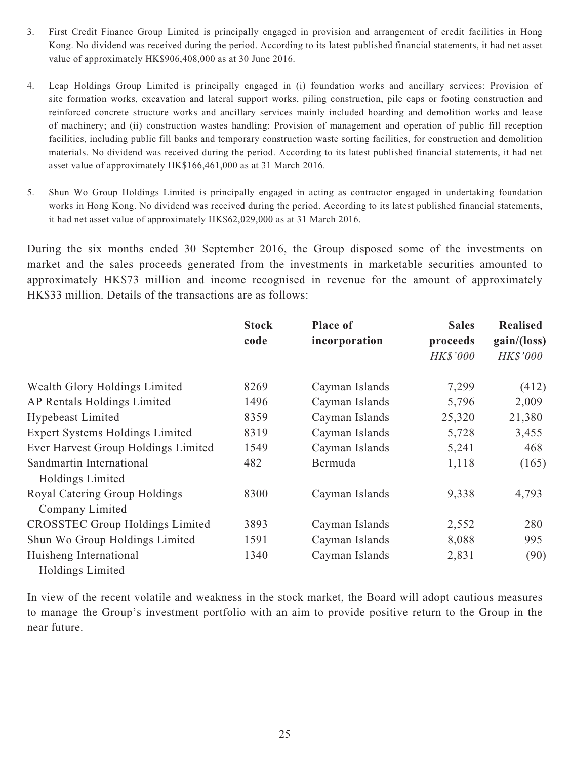3. First Credit Finance Group Limited is principally engaged in provision and arrangement of credit facilities in Hong Kong. No dividend was received during the period. According to its latest published financial statements, it had net asset value of approximately HK$906,408,000 as at 30 June 2016.

4. Leap Holdings Group Limited is principally engaged in (i) foundation works and ancillary services: Provision of site formation works, excavation and lateral support works, piling construction, pile caps or footing construction and reinforced concrete structure works and ancillary services mainly included hoarding and demolition works and lease of machinery; and (ii) construction wastes handling: Provision of management and operation of public fill reception facilities, including public fill banks and temporary construction waste sorting facilities, for construction and demolition materials. No dividend was received during the period. According to its latest published financial statements, it had net asset value of approximately HK$166,461,000 as at 31 March 2016.

5. Shun Wo Group Holdings Limited is principally engaged in acting as contractor engaged in undertaking foundation works in Hong Kong. No dividend was received during the period. According to its latest published financial statements, it had net asset value of approximately HK$62,029,000 as at 31 March 2016.

During the six months ended 30 September 2016, the Group disposed some of the investments on market and the sales proceeds generated from the investments in marketable securities amounted to approximately HK$73 million and income recognised in revenue for the amount of approximately HK$33 million. Details of the transactions are as follows:

| | **Stock code** | **Place of incorporation** | **Sales proceeds** *HK$'000* | **Realised gain/(loss)** *HK$'000* |
|---|---|---|---|---|
| Wealth Glory Holdings Limited | 8269 | Cayman Islands | 7,299 | (412) |
| AP Rentals Holdings Limited | 1496 | Cayman Islands | 5,796 | 2,009 |
| Hypebeast Limited | 8359 | Cayman Islands | 25,320 | 21,380 |
| Expert Systems Holdings Limited | 8319 | Cayman Islands | 5,728 | 3,455 |
| Ever Harvest Group Holdings Limited | 1549 | Cayman Islands | 5,241 | 468 |
| Sandmartin International Holdings Limited | 482 | Bermuda | 1,118 | (165) |
| Royal Catering Group Holdings Company Limited | 8300 | Cayman Islands | 9,338 | 4,793 |
| CROSSTEC Group Holdings Limited | 3893 | Cayman Islands | 2,552 | 280 |
| Shun Wo Group Holdings Limited | 1591 | Cayman Islands | 8,088 | 995 |
| Huisheng International Holdings Limited | 1340 | Cayman Islands | 2,831 | (90) |

In view of the recent volatile and weakness in the stock market, the Board will adopt cautious measures to manage the Group's investment portfolio with an aim to provide positive return to the Group in the near future.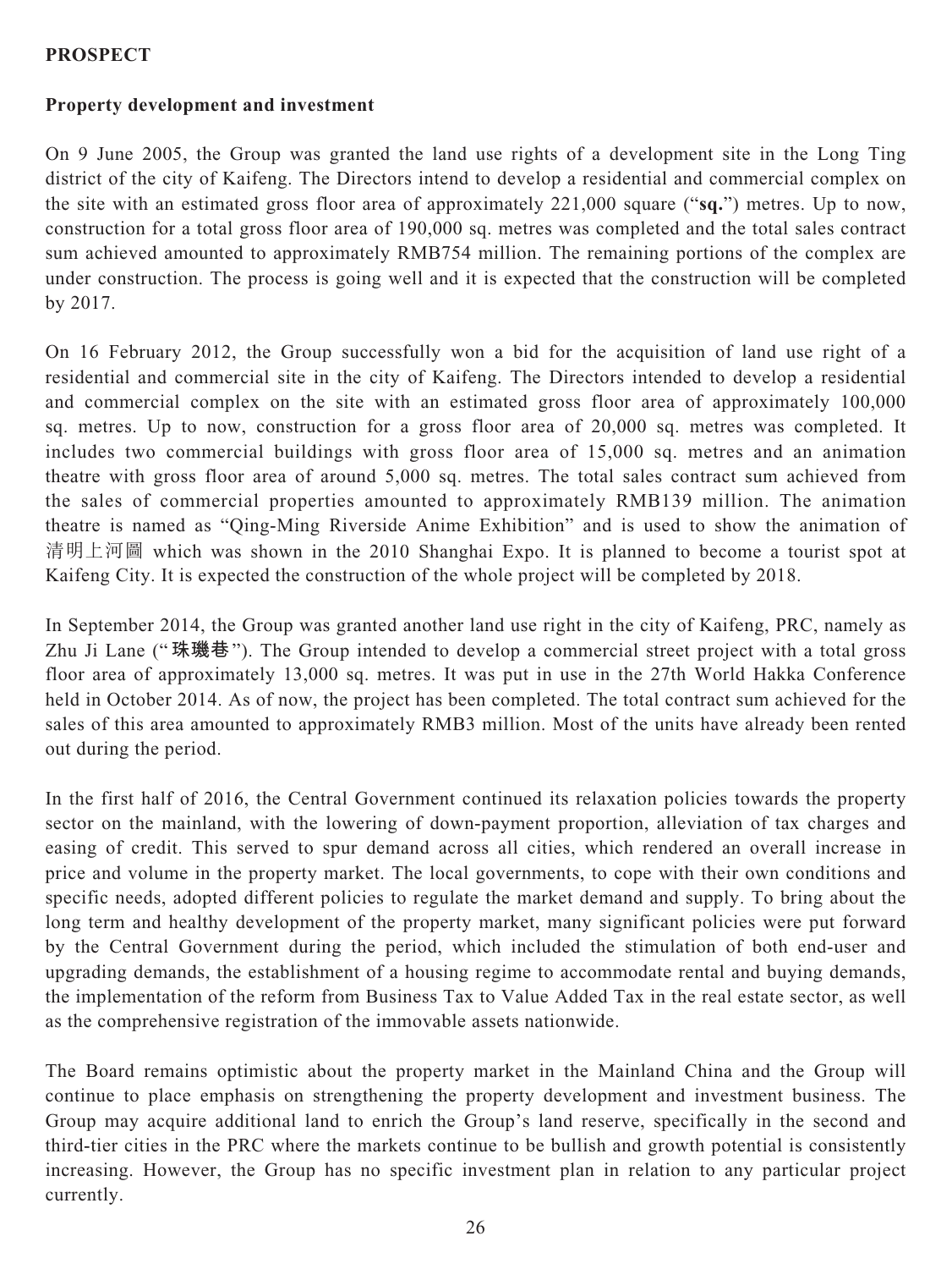## PROSPECT

### Property development and investment

On 9 June 2005, the Group was granted the land use rights of a development site in the Long Ting district of the city of Kaifeng. The Directors intend to develop a residential and commercial complex on the site with an estimated gross floor area of approximately 221,000 square ("**sq.**") metres. Up to now, construction for a total gross floor area of 190,000 sq. metres was completed and the total sales contract sum achieved amounted to approximately RMB754 million. The remaining portions of the complex are under construction. The process is going well and it is expected that the construction will be completed by 2017.

On 16 February 2012, the Group successfully won a bid for the acquisition of land use right of a residential and commercial site in the city of Kaifeng. The Directors intended to develop a residential and commercial complex on the site with an estimated gross floor area of approximately 100,000 sq. metres. Up to now, construction for a gross floor area of 20,000 sq. metres was completed. It includes two commercial buildings with gross floor area of 15,000 sq. metres and an animation theatre with gross floor area of around 5,000 sq. metres. The total sales contract sum achieved from the sales of commercial properties amounted to approximately RMB139 million. The animation theatre is named as "Qing-Ming Riverside Anime Exhibition" and is used to show the animation of 清明上河圖 which was shown in the 2010 Shanghai Expo. It is planned to become a tourist spot at Kaifeng City. It is expected the construction of the whole project will be completed by 2018.

In September 2014, the Group was granted another land use right in the city of Kaifeng, PRC, namely as Zhu Ji Lane ("**珠璣巷**"). The Group intended to develop a commercial street project with a total gross floor area of approximately 13,000 sq. metres. It was put in use in the 27th World Hakka Conference held in October 2014. As of now, the project has been completed. The total contract sum achieved for the sales of this area amounted to approximately RMB3 million. Most of the units have already been rented out during the period.

In the first half of 2016, the Central Government continued its relaxation policies towards the property sector on the mainland, with the lowering of down-payment proportion, alleviation of tax charges and easing of credit. This served to spur demand across all cities, which rendered an overall increase in price and volume in the property market. The local governments, to cope with their own conditions and specific needs, adopted different policies to regulate the market demand and supply. To bring about the long term and healthy development of the property market, many significant policies were put forward by the Central Government during the period, which included the stimulation of both end-user and upgrading demands, the establishment of a housing regime to accommodate rental and buying demands, the implementation of the reform from Business Tax to Value Added Tax in the real estate sector, as well as the comprehensive registration of the immovable assets nationwide.

The Board remains optimistic about the property market in the Mainland China and the Group will continue to place emphasis on strengthening the property development and investment business. The Group may acquire additional land to enrich the Group's land reserve, specifically in the second and third-tier cities in the PRC where the markets continue to be bullish and growth potential is consistently increasing. However, the Group has no specific investment plan in relation to any particular project currently.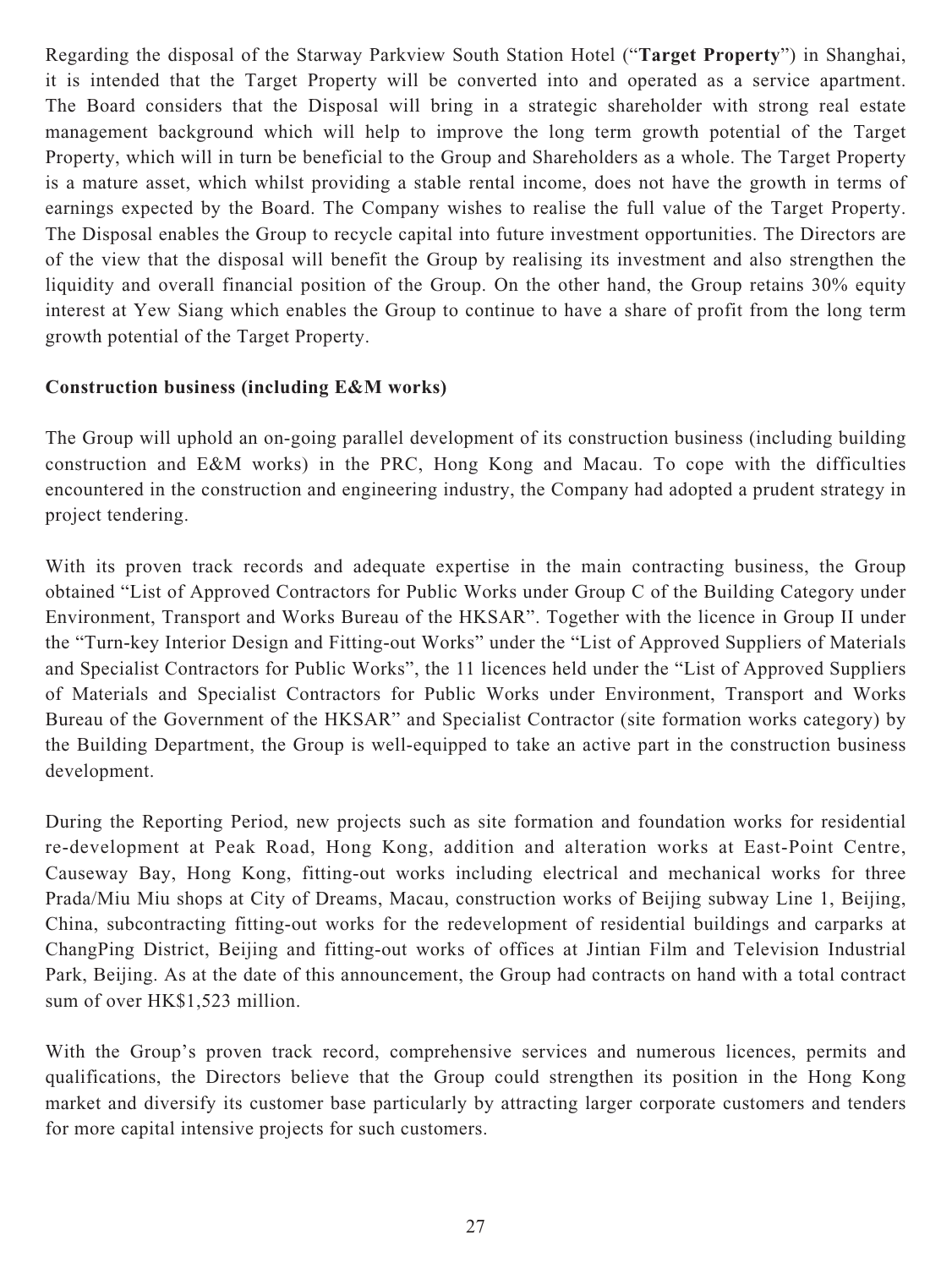Regarding the disposal of the Starway Parkview South Station Hotel ("**Target Property**") in Shanghai, it is intended that the Target Property will be converted into and operated as a service apartment. The Board considers that the Disposal will bring in a strategic shareholder with strong real estate management background which will help to improve the long term growth potential of the Target Property, which will in turn be beneficial to the Group and Shareholders as a whole. The Target Property is a mature asset, which whilst providing a stable rental income, does not have the growth in terms of earnings expected by the Board. The Company wishes to realise the full value of the Target Property. The Disposal enables the Group to recycle capital into future investment opportunities. The Directors are of the view that the disposal will benefit the Group by realising its investment and also strengthen the liquidity and overall financial position of the Group. On the other hand, the Group retains 30% equity interest at Yew Siang which enables the Group to continue to have a share of profit from the long term growth potential of the Target Property.

**Construction business (including E&M works)**

The Group will uphold an on-going parallel development of its construction business (including building construction and E&M works) in the PRC, Hong Kong and Macau. To cope with the difficulties encountered in the construction and engineering industry, the Company had adopted a prudent strategy in project tendering.

With its proven track records and adequate expertise in the main contracting business, the Group obtained "List of Approved Contractors for Public Works under Group C of the Building Category under Environment, Transport and Works Bureau of the HKSAR". Together with the licence in Group II under the "Turn-key Interior Design and Fitting-out Works" under the "List of Approved Suppliers of Materials and Specialist Contractors for Public Works", the 11 licences held under the "List of Approved Suppliers of Materials and Specialist Contractors for Public Works under Environment, Transport and Works Bureau of the Government of the HKSAR" and Specialist Contractor (site formation works category) by the Building Department, the Group is well-equipped to take an active part in the construction business development.

During the Reporting Period, new projects such as site formation and foundation works for residential re-development at Peak Road, Hong Kong, addition and alteration works at East-Point Centre, Causeway Bay, Hong Kong, fitting-out works including electrical and mechanical works for three Prada/Miu Miu shops at City of Dreams, Macau, construction works of Beijing subway Line 1, Beijing, China, subcontracting fitting-out works for the redevelopment of residential buildings and carparks at ChangPing District, Beijing and fitting-out works of offices at Jintian Film and Television Industrial Park, Beijing. As at the date of this announcement, the Group had contracts on hand with a total contract sum of over HK$1,523 million.

With the Group's proven track record, comprehensive services and numerous licences, permits and qualifications, the Directors believe that the Group could strengthen its position in the Hong Kong market and diversify its customer base particularly by attracting larger corporate customers and tenders for more capital intensive projects for such customers.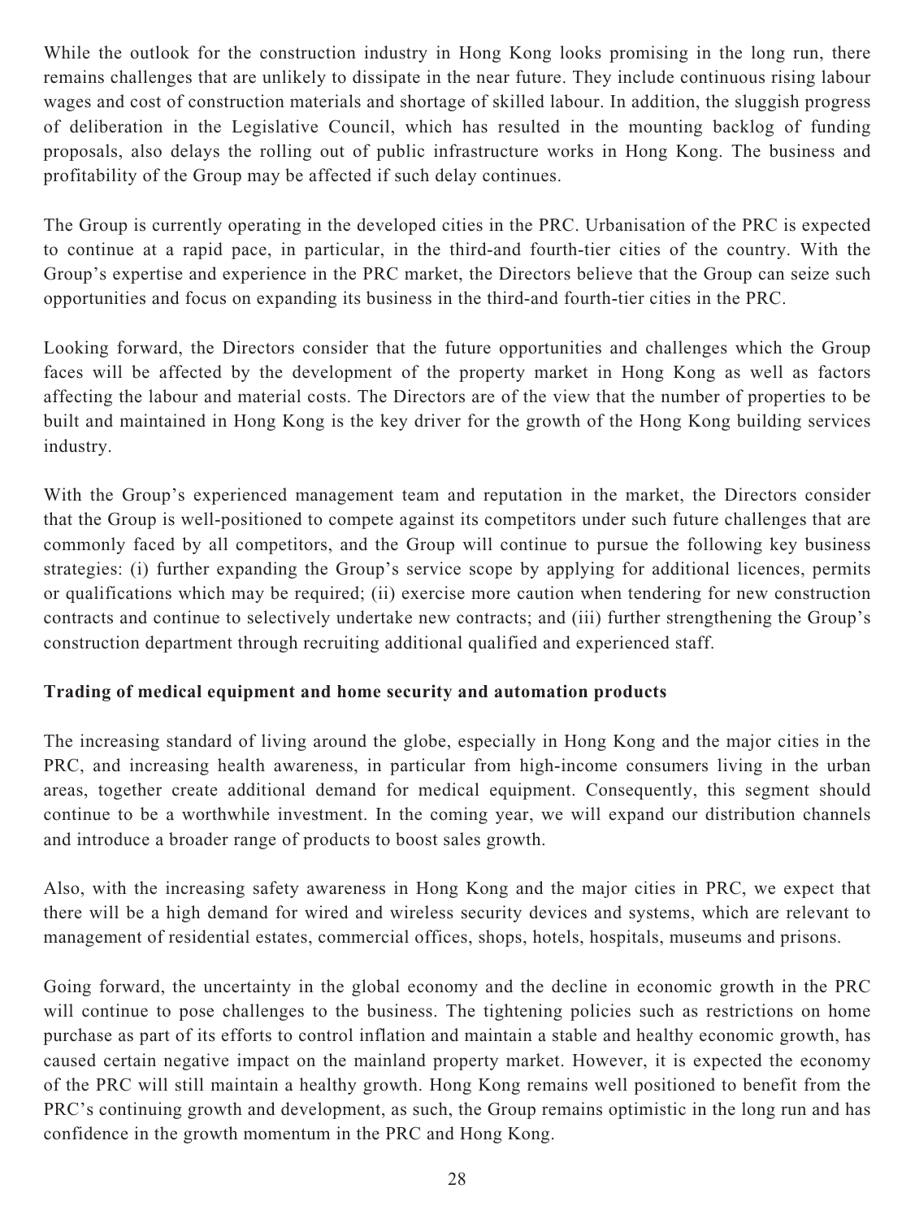While the outlook for the construction industry in Hong Kong looks promising in the long run, there remains challenges that are unlikely to dissipate in the near future. They include continuous rising labour wages and cost of construction materials and shortage of skilled labour. In addition, the sluggish progress of deliberation in the Legislative Council, which has resulted in the mounting backlog of funding proposals, also delays the rolling out of public infrastructure works in Hong Kong. The business and profitability of the Group may be affected if such delay continues.

The Group is currently operating in the developed cities in the PRC. Urbanisation of the PRC is expected to continue at a rapid pace, in particular, in the third-and fourth-tier cities of the country. With the Group's expertise and experience in the PRC market, the Directors believe that the Group can seize such opportunities and focus on expanding its business in the third-and fourth-tier cities in the PRC.

Looking forward, the Directors consider that the future opportunities and challenges which the Group faces will be affected by the development of the property market in Hong Kong as well as factors affecting the labour and material costs. The Directors are of the view that the number of properties to be built and maintained in Hong Kong is the key driver for the growth of the Hong Kong building services industry.

With the Group's experienced management team and reputation in the market, the Directors consider that the Group is well-positioned to compete against its competitors under such future challenges that are commonly faced by all competitors, and the Group will continue to pursue the following key business strategies: (i) further expanding the Group's service scope by applying for additional licences, permits or qualifications which may be required; (ii) exercise more caution when tendering for new construction contracts and continue to selectively undertake new contracts; and (iii) further strengthening the Group's construction department through recruiting additional qualified and experienced staff.

**Trading of medical equipment and home security and automation products**

The increasing standard of living around the globe, especially in Hong Kong and the major cities in the PRC, and increasing health awareness, in particular from high-income consumers living in the urban areas, together create additional demand for medical equipment. Consequently, this segment should continue to be a worthwhile investment. In the coming year, we will expand our distribution channels and introduce a broader range of products to boost sales growth.

Also, with the increasing safety awareness in Hong Kong and the major cities in PRC, we expect that there will be a high demand for wired and wireless security devices and systems, which are relevant to management of residential estates, commercial offices, shops, hotels, hospitals, museums and prisons.

Going forward, the uncertainty in the global economy and the decline in economic growth in the PRC will continue to pose challenges to the business. The tightening policies such as restrictions on home purchase as part of its efforts to control inflation and maintain a stable and healthy economic growth, has caused certain negative impact on the mainland property market. However, it is expected the economy of the PRC will still maintain a healthy growth. Hong Kong remains well positioned to benefit from the PRC's continuing growth and development, as such, the Group remains optimistic in the long run and has confidence in the growth momentum in the PRC and Hong Kong.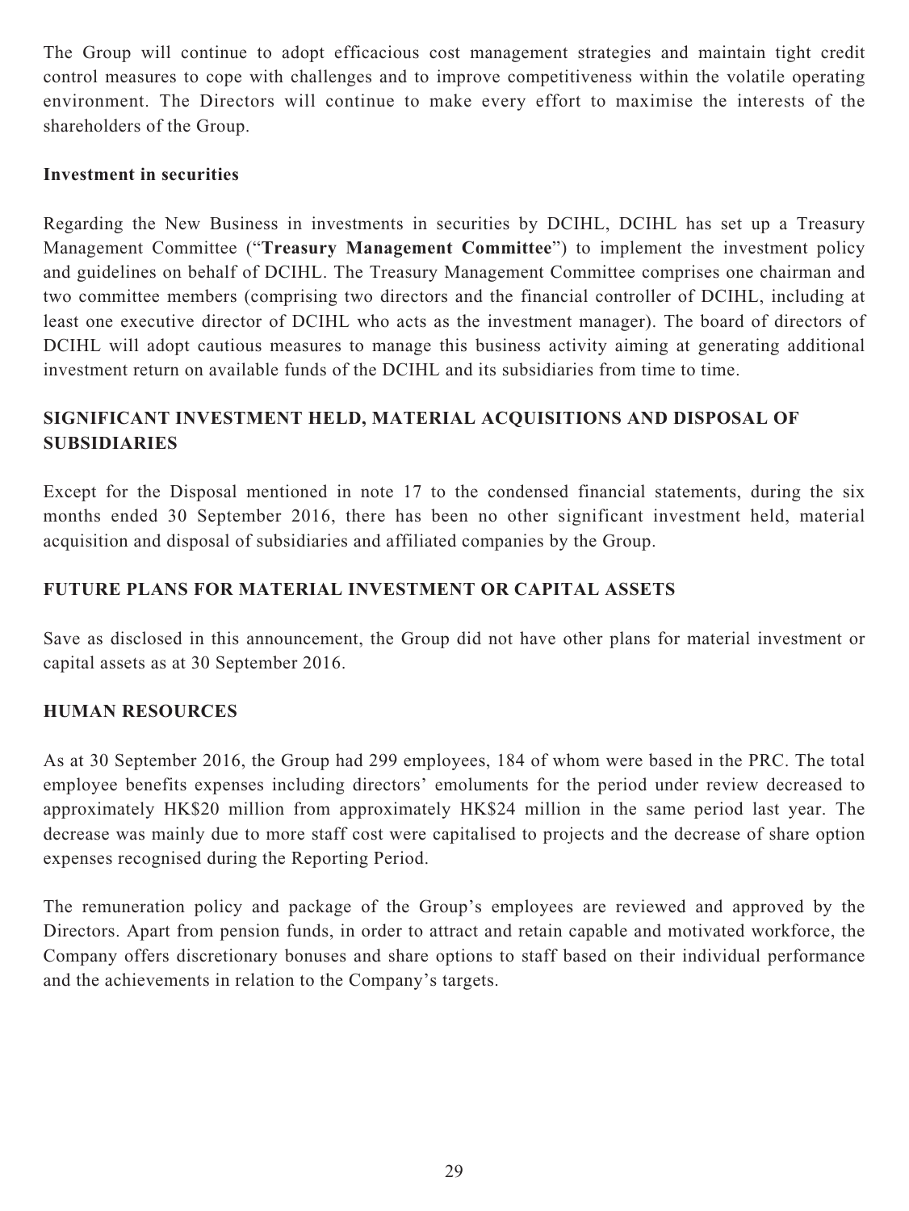The Group will continue to adopt efficacious cost management strategies and maintain tight credit control measures to cope with challenges and to improve competitiveness within the volatile operating environment. The Directors will continue to make every effort to maximise the interests of the shareholders of the Group.

**Investment in securities**

Regarding the New Business in investments in securities by DCIHL, DCIHL has set up a Treasury Management Committee ("**Treasury Management Committee**") to implement the investment policy and guidelines on behalf of DCIHL. The Treasury Management Committee comprises one chairman and two committee members (comprising two directors and the financial controller of DCIHL, including at least one executive director of DCIHL who acts as the investment manager). The board of directors of DCIHL will adopt cautious measures to manage this business activity aiming at generating additional investment return on available funds of the DCIHL and its subsidiaries from time to time.

## SIGNIFICANT INVESTMENT HELD, MATERIAL ACQUISITIONS AND DISPOSAL OF SUBSIDIARIES

Except for the Disposal mentioned in note 17 to the condensed financial statements, during the six months ended 30 September 2016, there has been no other significant investment held, material acquisition and disposal of subsidiaries and affiliated companies by the Group.

## FUTURE PLANS FOR MATERIAL INVESTMENT OR CAPITAL ASSETS

Save as disclosed in this announcement, the Group did not have other plans for material investment or capital assets as at 30 September 2016.

## HUMAN RESOURCES

As at 30 September 2016, the Group had 299 employees, 184 of whom were based in the PRC. The total employee benefits expenses including directors' emoluments for the period under review decreased to approximately HK$20 million from approximately HK$24 million in the same period last year. The decrease was mainly due to more staff cost were capitalised to projects and the decrease of share option expenses recognised during the Reporting Period.

The remuneration policy and package of the Group's employees are reviewed and approved by the Directors. Apart from pension funds, in order to attract and retain capable and motivated workforce, the Company offers discretionary bonuses and share options to staff based on their individual performance and the achievements in relation to the Company's targets.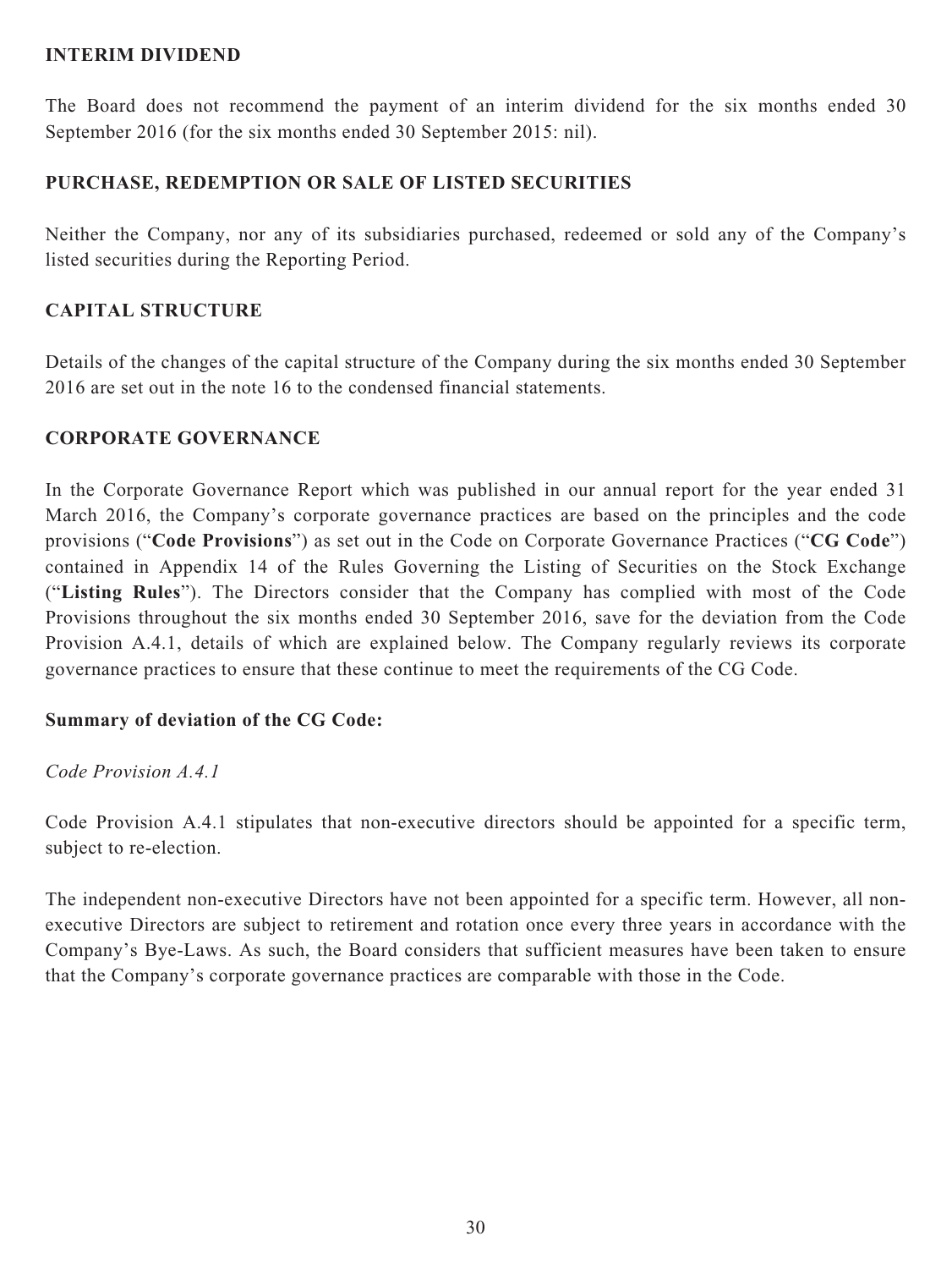## INTERIM DIVIDEND

The Board does not recommend the payment of an interim dividend for the six months ended 30 September 2016 (for the six months ended 30 September 2015: nil).

## PURCHASE, REDEMPTION OR SALE OF LISTED SECURITIES

Neither the Company, nor any of its subsidiaries purchased, redeemed or sold any of the Company's listed securities during the Reporting Period.

## CAPITAL STRUCTURE

Details of the changes of the capital structure of the Company during the six months ended 30 September 2016 are set out in the note 16 to the condensed financial statements.

## CORPORATE GOVERNANCE

In the Corporate Governance Report which was published in our annual report for the year ended 31 March 2016, the Company's corporate governance practices are based on the principles and the code provisions ("**Code Provisions**") as set out in the Code on Corporate Governance Practices ("**CG Code**") contained in Appendix 14 of the Rules Governing the Listing of Securities on the Stock Exchange ("**Listing Rules**"). The Directors consider that the Company has complied with most of the Code Provisions throughout the six months ended 30 September 2016, save for the deviation from the Code Provision A.4.1, details of which are explained below. The Company regularly reviews its corporate governance practices to ensure that these continue to meet the requirements of the CG Code.

**Summary of deviation of the CG Code:**

*Code Provision A.4.1*

Code Provision A.4.1 stipulates that non-executive directors should be appointed for a specific term, subject to re-election.

The independent non-executive Directors have not been appointed for a specific term. However, all non-executive Directors are subject to retirement and rotation once every three years in accordance with the Company's Bye-Laws. As such, the Board considers that sufficient measures have been taken to ensure that the Company's corporate governance practices are comparable with those in the Code.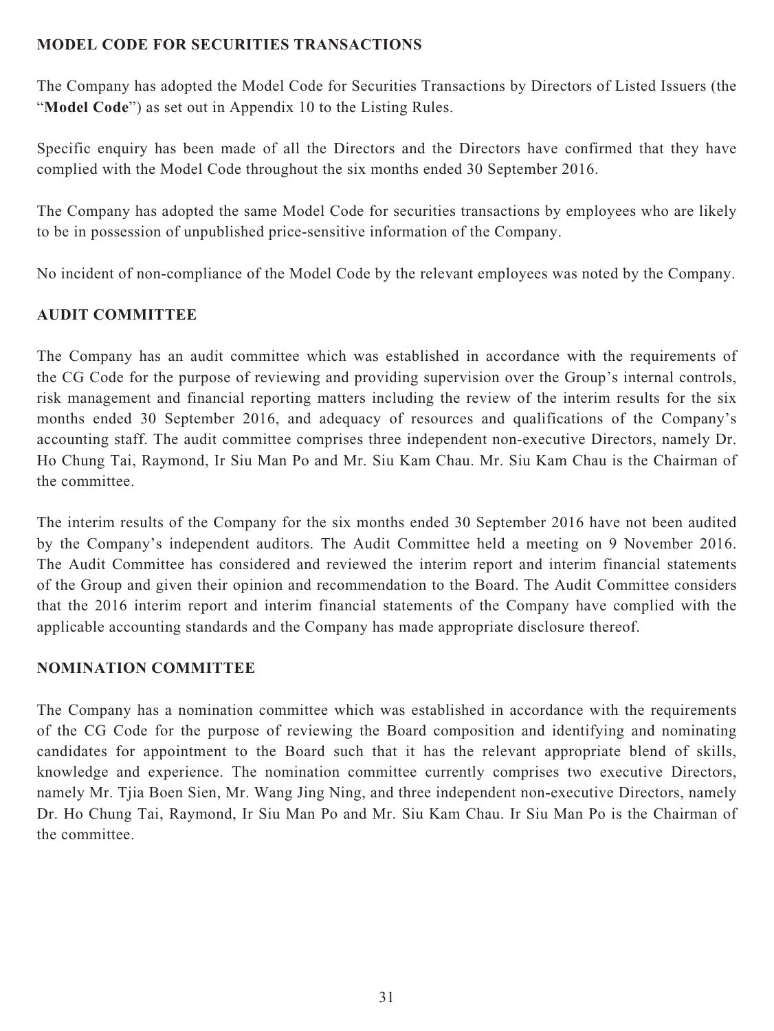## MODEL CODE FOR SECURITIES TRANSACTIONS

The Company has adopted the Model Code for Securities Transactions by Directors of Listed Issuers (the "**Model Code**") as set out in Appendix 10 to the Listing Rules.

Specific enquiry has been made of all the Directors and the Directors have confirmed that they have complied with the Model Code throughout the six months ended 30 September 2016.

The Company has adopted the same Model Code for securities transactions by employees who are likely to be in possession of unpublished price-sensitive information of the Company.

No incident of non-compliance of the Model Code by the relevant employees was noted by the Company.

## AUDIT COMMITTEE

The Company has an audit committee which was established in accordance with the requirements of the CG Code for the purpose of reviewing and providing supervision over the Group's internal controls, risk management and financial reporting matters including the review of the interim results for the six months ended 30 September 2016, and adequacy of resources and qualifications of the Company's accounting staff. The audit committee comprises three independent non-executive Directors, namely Dr. Ho Chung Tai, Raymond, Ir Siu Man Po and Mr. Siu Kam Chau. Mr. Siu Kam Chau is the Chairman of the committee.

The interim results of the Company for the six months ended 30 September 2016 have not been audited by the Company's independent auditors. The Audit Committee held a meeting on 9 November 2016. The Audit Committee has considered and reviewed the interim report and interim financial statements of the Group and given their opinion and recommendation to the Board. The Audit Committee considers that the 2016 interim report and interim financial statements of the Company have complied with the applicable accounting standards and the Company has made appropriate disclosure thereof.

## NOMINATION COMMITTEE

The Company has a nomination committee which was established in accordance with the requirements of the CG Code for the purpose of reviewing the Board composition and identifying and nominating candidates for appointment to the Board such that it has the relevant appropriate blend of skills, knowledge and experience. The nomination committee currently comprises two executive Directors, namely Mr. Tjia Boen Sien, Mr. Wang Jing Ning, and three independent non-executive Directors, namely Dr. Ho Chung Tai, Raymond, Ir Siu Man Po and Mr. Siu Kam Chau. Ir Siu Man Po is the Chairman of the committee.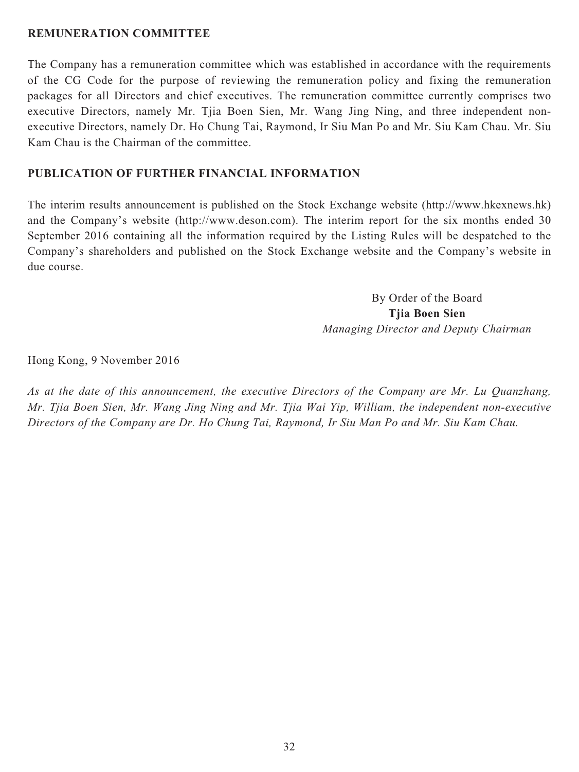## REMUNERATION COMMITTEE

The Company has a remuneration committee which was established in accordance with the requirements of the CG Code for the purpose of reviewing the remuneration policy and fixing the remuneration packages for all Directors and chief executives. The remuneration committee currently comprises two executive Directors, namely Mr. Tjia Boen Sien, Mr. Wang Jing Ning, and three independent non-executive Directors, namely Dr. Ho Chung Tai, Raymond, Ir Siu Man Po and Mr. Siu Kam Chau. Mr. Siu Kam Chau is the Chairman of the committee.

## PUBLICATION OF FURTHER FINANCIAL INFORMATION

The interim results announcement is published on the Stock Exchange website (http://www.hkexnews.hk) and the Company's website (http://www.deson.com). The interim report for the six months ended 30 September 2016 containing all the information required by the Listing Rules will be despatched to the Company's shareholders and published on the Stock Exchange website and the Company's website in due course.

By Order of the Board
**Tjia Boen Sien**
*Managing Director and Deputy Chairman*

Hong Kong, 9 November 2016

*As at the date of this announcement, the executive Directors of the Company are Mr. Lu Quanzhang, Mr. Tjia Boen Sien, Mr. Wang Jing Ning and Mr. Tjia Wai Yip, William, the independent non-executive Directors of the Company are Dr. Ho Chung Tai, Raymond, Ir Siu Man Po and Mr. Siu Kam Chau.*